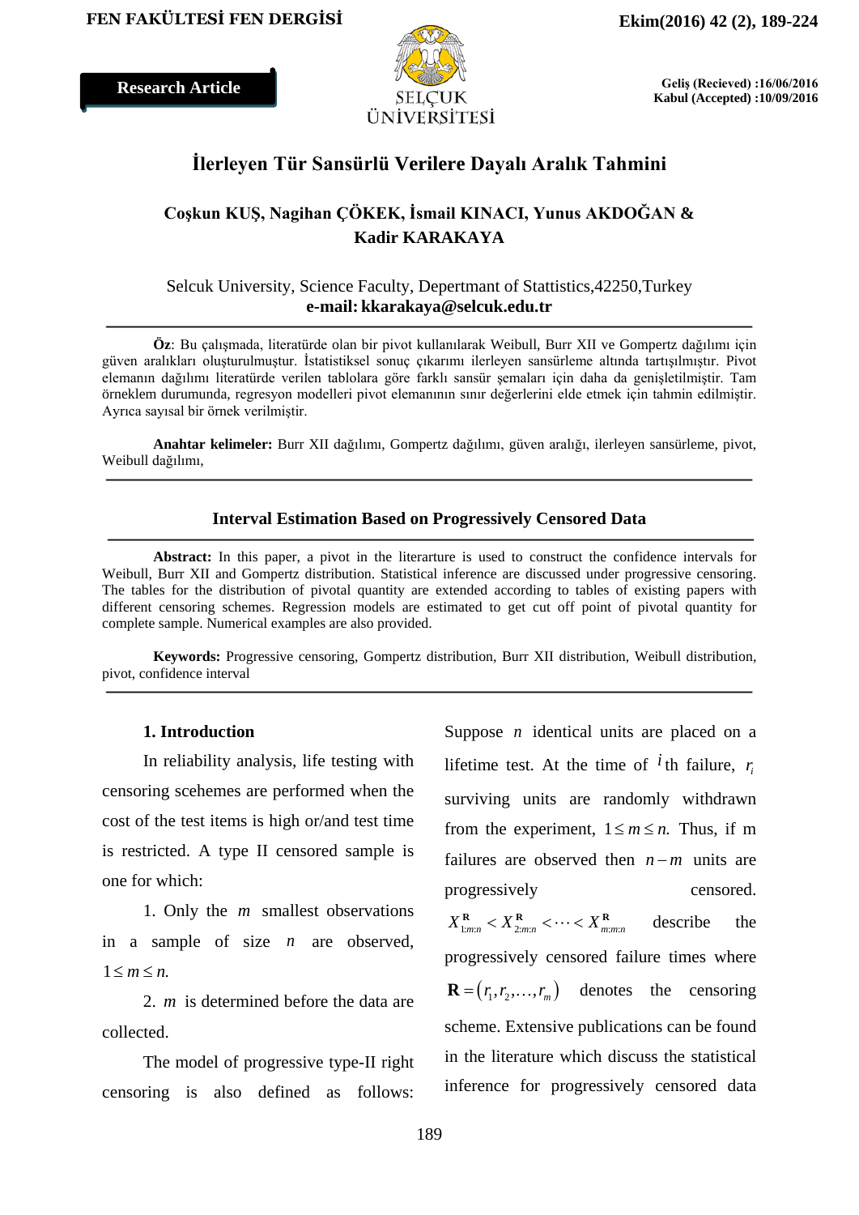Research Article

Geliş (Recieved) :16/06/2016
Kabul (Accepted) :10/09/2016

# İlerleyen Tür Sansürlü Verilere Dayalı Aralık Tahmini

**Coşkun KUŞ, Nagihan ÇÖKEK, İsmail KINACI, Yunus AKDOĞAN & Kadir KARAKAYA**

Selcuk University, Science Faculty, Depertmant of Stattistics,42250,Turkey
**e-mail: kkarakaya@selcuk.edu.tr**

---

**Öz**: Bu çalışmada, literatürde olan bir pivot kullanılarak Weibull, Burr XII ve Gompertz dağılımı için güven aralıkları oluşturulmuştur. İstatistiksel sonuç çıkarımı ilerleyen sansürleme altında tartışılmıştır. Pivot elemanın dağılımı literatürde verilen tablolara göre farklı sansür şemaları için daha da genişletilmiştir. Tam örneklem durumunda, regresyon modelleri pivot elemanının sınır değerlerini elde etmek için tahmin edilmiştir. Ayrıca sayısal bir örnek verilmiştir.

**Anahtar kelimeler:** Burr XII dağılımı, Gompertz dağılımı, güven aralığı, ilerleyen sansürleme, pivot, Weibull dağılımı,

---

## Interval Estimation Based on Progressively Censored Data

---

**Abstract:** In this paper, a pivot in the literarture is used to construct the confidence intervals for Weibull, Burr XII and Gompertz distribution. Statistical inference are discussed under progressive censoring. The tables for the distribution of pivotal quantity are extended according to tables of existing papers with different censoring schemes. Regression models are estimated to get cut off point of pivotal quantity for complete sample. Numerical examples are also provided.

**Keywords:** Progressive censoring, Gompertz distribution, Burr XII distribution, Weibull distribution, pivot, confidence interval

---

### 1. Introduction

In reliability analysis, life testing with censoring scehemes are performed when the cost of the test items is high or/and test time is restricted. A type II censored sample is one for which:

1. Only the $m$ smallest observations in a sample of size $n$ are observed, $1 \leq m \leq n.$

2. $m$ is determined before the data are collected.

The model of progressive type-II right censoring is also defined as follows: Suppose $n$ identical units are placed on a lifetime test. At the time of $i$th failure, $r_i$ surviving units are randomly withdrawn from the experiment, $1 \leq m \leq n.$ Thus, if m failures are observed then $n-m$ units are progressively censored. $X_{1:m:n}^{\mathbf{R}} < X_{2:m:n}^{\mathbf{R}} < \cdots < X_{m:m:n}^{\mathbf{R}}$ describe the progressively censored failure times where $\mathbf{R} = (r_1, r_2, \ldots, r_m)$ denotes the censoring scheme. Extensive publications can be found in the literature which discuss the statistical inference for progressively censored data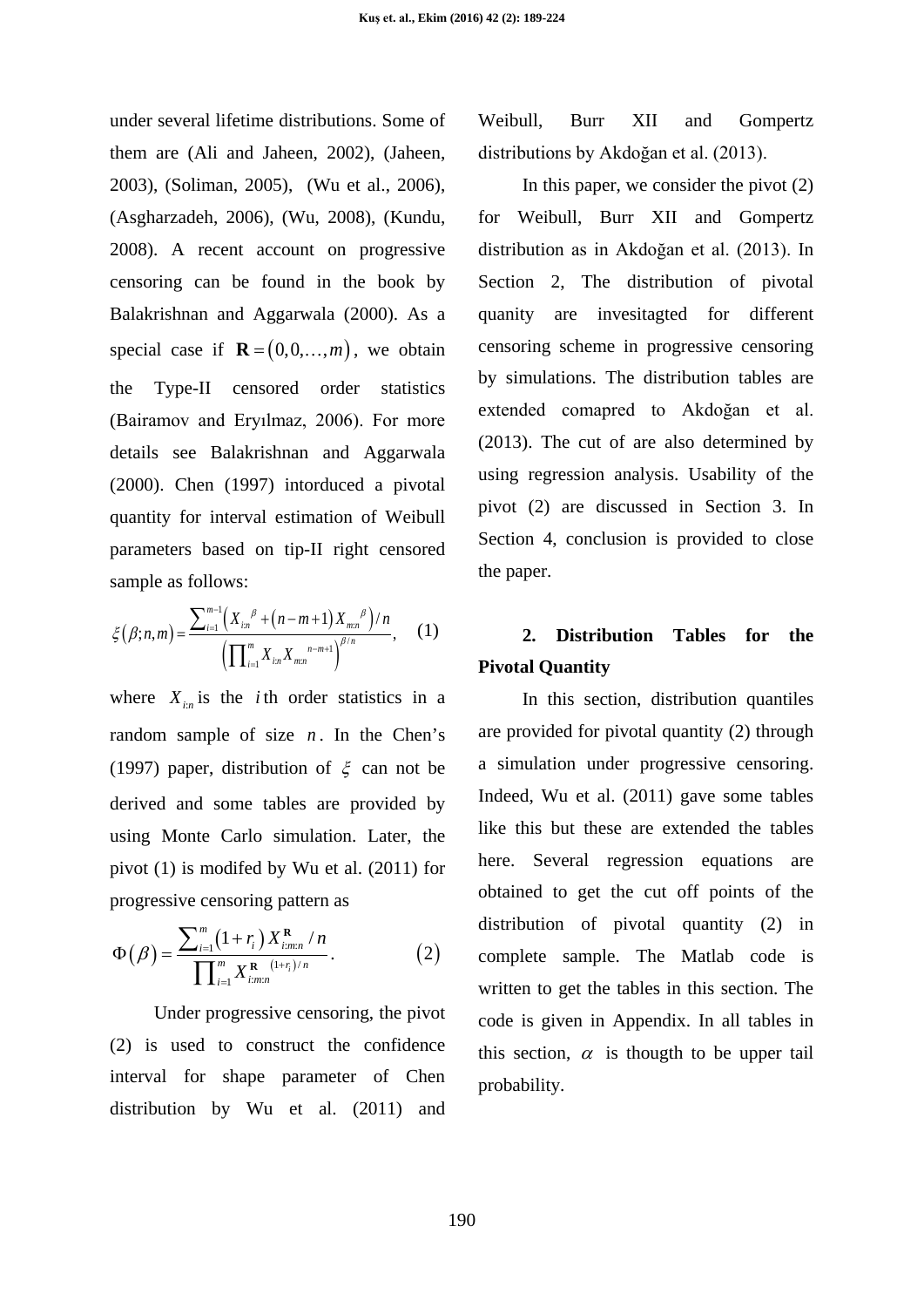under several lifetime distributions. Some of them are (Ali and Jaheen, 2002), (Jaheen, 2003), (Soliman, 2005), (Wu et al., 2006), (Asgharzadeh, 2006), (Wu, 2008), (Kundu, 2008). A recent account on progressive censoring can be found in the book by Balakrishnan and Aggarwala (2000). As a special case if $\mathbf{R} = (0,0,\ldots,m)$, we obtain the Type-II censored order statistics (Bairamov and Eryılmaz, 2006). For more details see Balakrishnan and Aggarwala (2000). Chen (1997) intorduced a pivotal quantity for interval estimation of Weibull parameters based on tip-II right censored sample as follows:

$$\xi(\beta;n,m) = \frac{\sum_{i=1}^{m-1}\left(X_{i:n}^{\ \beta} + (n-m+1)X_{m:n}^{\ \beta}\right)/n}{\left(\prod_{i=1}^{m} X_{i:n} X_{m:n}^{\ n-m+1}\right)^{\beta/n}}, \quad (1)$$

where $X_{i:n}$ is the $i$th order statistics in a random sample of size $n$. In the Chen's (1997) paper, distribution of $\xi$ can not be derived and some tables are provided by using Monte Carlo simulation. Later, the pivot (1) is modifed by Wu et al. (2011) for progressive censoring pattern as

$$\Phi(\beta) = \frac{\sum_{i=1}^{m}(1+r_i)X_{i:m:n}^{\mathbf{R}}/n}{\prod_{i=1}^{m} X_{i:m:n}^{\mathbf{R}\ (1+r_i)/n}}. \quad (2)$$

Under progressive censoring, the pivot (2) is used to construct the confidence interval for shape parameter of Chen distribution by Wu et al. (2011) and Weibull, Burr XII and Gompertz distributions by Akdoğan et al. (2013).

In this paper, we consider the pivot (2) for Weibull, Burr XII and Gompertz distribution as in Akdoğan et al. (2013). In Section 2, The distribution of pivotal quanity are invesitagted for different censoring scheme in progressive censoring by simulations. The distribution tables are extended comapred to Akdoğan et al. (2013). The cut of are also determined by using regression analysis. Usability of the pivot (2) are discussed in Section 3. In Section 4, conclusion is provided to close the paper.

## 2. Distribution Tables for the Pivotal Quantity

In this section, distribution quantiles are provided for pivotal quantity (2) through a simulation under progressive censoring. Indeed, Wu et al. (2011) gave some tables like this but these are extended the tables here. Several regression equations are obtained to get the cut off points of the distribution of pivotal quantity (2) in complete sample. The Matlab code is written to get the tables in this section. The code is given in Appendix. In all tables in this section, $\alpha$ is thougth to be upper tail probability.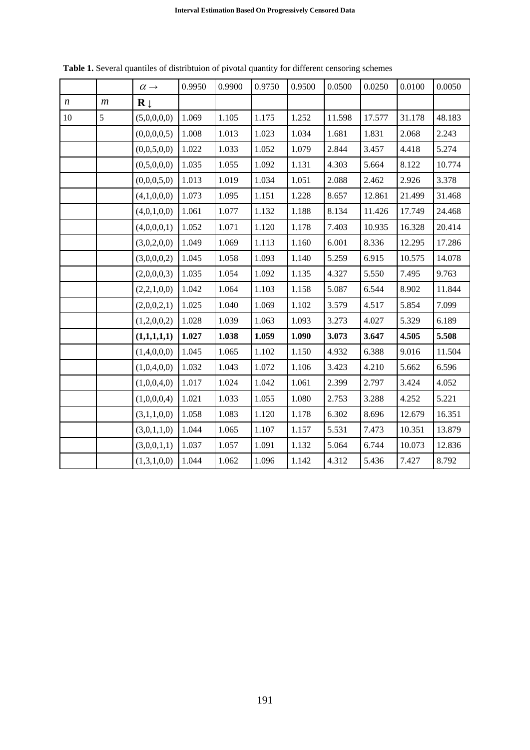**Table 1.** Several quantiles of distribtuion of pivotal quantity for different censoring schemes

| | | $\alpha \rightarrow$ | 0.9950 | 0.9900 | 0.9750 | 0.9500 | 0.0500 | 0.0250 | 0.0100 | 0.0050 |
|---|---|---|---|---|---|---|---|---|---|---|
| $n$ | $m$ | $\mathbf{R}\downarrow$ | | | | | | | | |
| 10 | 5 | (5,0,0,0,0) | 1.069 | 1.105 | 1.175 | 1.252 | 11.598 | 17.577 | 31.178 | 48.183 |
| | | (0,0,0,0,5) | 1.008 | 1.013 | 1.023 | 1.034 | 1.681 | 1.831 | 2.068 | 2.243 |
| | | (0,0,5,0,0) | 1.022 | 1.033 | 1.052 | 1.079 | 2.844 | 3.457 | 4.418 | 5.274 |
| | | (0,5,0,0,0) | 1.035 | 1.055 | 1.092 | 1.131 | 4.303 | 5.664 | 8.122 | 10.774 |
| | | (0,0,0,5,0) | 1.013 | 1.019 | 1.034 | 1.051 | 2.088 | 2.462 | 2.926 | 3.378 |
| | | (4,1,0,0,0) | 1.073 | 1.095 | 1.151 | 1.228 | 8.657 | 12.861 | 21.499 | 31.468 |
| | | (4,0,1,0,0) | 1.061 | 1.077 | 1.132 | 1.188 | 8.134 | 11.426 | 17.749 | 24.468 |
| | | (4,0,0,0,1) | 1.052 | 1.071 | 1.120 | 1.178 | 7.403 | 10.935 | 16.328 | 20.414 |
| | | (3,0,2,0,0) | 1.049 | 1.069 | 1.113 | 1.160 | 6.001 | 8.336 | 12.295 | 17.286 |
| | | (3,0,0,0,2) | 1.045 | 1.058 | 1.093 | 1.140 | 5.259 | 6.915 | 10.575 | 14.078 |
| | | (2,0,0,0,3) | 1.035 | 1.054 | 1.092 | 1.135 | 4.327 | 5.550 | 7.495 | 9.763 |
| | | (2,2,1,0,0) | 1.042 | 1.064 | 1.103 | 1.158 | 5.087 | 6.544 | 8.902 | 11.844 |
| | | (2,0,0,2,1) | 1.025 | 1.040 | 1.069 | 1.102 | 3.579 | 4.517 | 5.854 | 7.099 |
| | | (1,2,0,0,2) | 1.028 | 1.039 | 1.063 | 1.093 | 3.273 | 4.027 | 5.329 | 6.189 |
| | | **(1,1,1,1,1)** | **1.027** | **1.038** | **1.059** | **1.090** | **3.073** | **3.647** | **4.505** | **5.508** |
| | | (1,4,0,0,0) | 1.045 | 1.065 | 1.102 | 1.150 | 4.932 | 6.388 | 9.016 | 11.504 |
| | | (1,0,4,0,0) | 1.032 | 1.043 | 1.072 | 1.106 | 3.423 | 4.210 | 5.662 | 6.596 |
| | | (1,0,0,4,0) | 1.017 | 1.024 | 1.042 | 1.061 | 2.399 | 2.797 | 3.424 | 4.052 |
| | | (1,0,0,0,4) | 1.021 | 1.033 | 1.055 | 1.080 | 2.753 | 3.288 | 4.252 | 5.221 |
| | | (3,1,1,0,0) | 1.058 | 1.083 | 1.120 | 1.178 | 6.302 | 8.696 | 12.679 | 16.351 |
| | | (3,0,1,1,0) | 1.044 | 1.065 | 1.107 | 1.157 | 5.531 | 7.473 | 10.351 | 13.879 |
| | | (3,0,0,1,1) | 1.037 | 1.057 | 1.091 | 1.132 | 5.064 | 6.744 | 10.073 | 12.836 |
| | | (1,3,1,0,0) | 1.044 | 1.062 | 1.096 | 1.142 | 4.312 | 5.436 | 7.427 | 8.792 |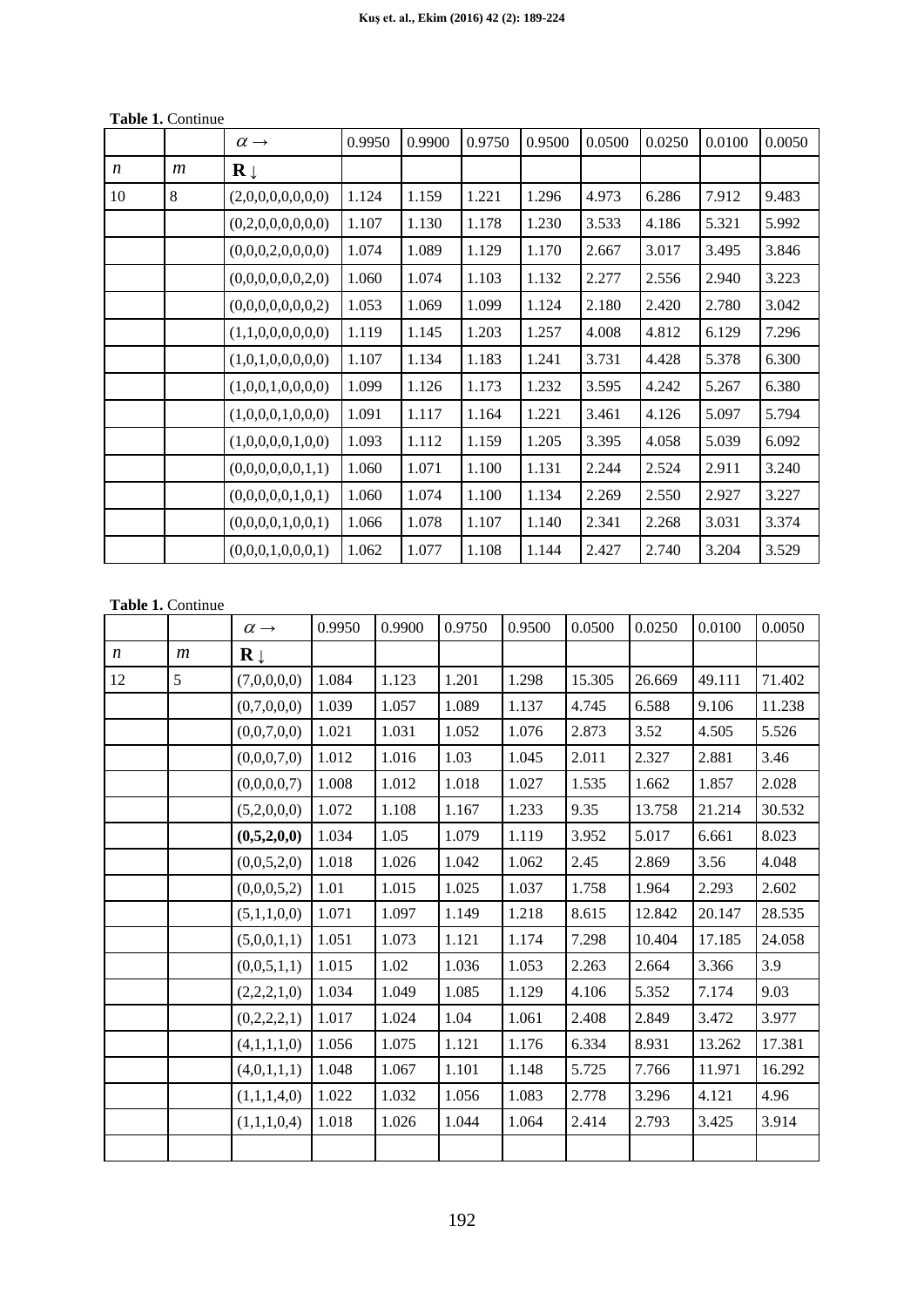**Table 1.** Continue

| | | $\alpha \rightarrow$ | 0.9950 | 0.9900 | 0.9750 | 0.9500 | 0.0500 | 0.0250 | 0.0100 | 0.0050 |
|---|---|---|---|---|---|---|---|---|---|---|
| $n$ | $m$ | $\mathbf{R}\downarrow$ | | | | | | | | |
| 10 | 8 | (2,0,0,0,0,0,0,0) | 1.124 | 1.159 | 1.221 | 1.296 | 4.973 | 6.286 | 7.912 | 9.483 |
| | | (0,2,0,0,0,0,0,0) | 1.107 | 1.130 | 1.178 | 1.230 | 3.533 | 4.186 | 5.321 | 5.992 |
| | | (0,0,0,2,0,0,0,0) | 1.074 | 1.089 | 1.129 | 1.170 | 2.667 | 3.017 | 3.495 | 3.846 |
| | | (0,0,0,0,0,0,2,0) | 1.060 | 1.074 | 1.103 | 1.132 | 2.277 | 2.556 | 2.940 | 3.223 |
| | | (0,0,0,0,0,0,0,2) | 1.053 | 1.069 | 1.099 | 1.124 | 2.180 | 2.420 | 2.780 | 3.042 |
| | | (1,1,0,0,0,0,0,0) | 1.119 | 1.145 | 1.203 | 1.257 | 4.008 | 4.812 | 6.129 | 7.296 |
| | | (1,0,1,0,0,0,0,0) | 1.107 | 1.134 | 1.183 | 1.241 | 3.731 | 4.428 | 5.378 | 6.300 |
| | | (1,0,0,1,0,0,0,0) | 1.099 | 1.126 | 1.173 | 1.232 | 3.595 | 4.242 | 5.267 | 6.380 |
| | | (1,0,0,0,1,0,0,0) | 1.091 | 1.117 | 1.164 | 1.221 | 3.461 | 4.126 | 5.097 | 5.794 |
| | | (1,0,0,0,0,1,0,0) | 1.093 | 1.112 | 1.159 | 1.205 | 3.395 | 4.058 | 5.039 | 6.092 |
| | | (0,0,0,0,0,0,1,1) | 1.060 | 1.071 | 1.100 | 1.131 | 2.244 | 2.524 | 2.911 | 3.240 |
| | | (0,0,0,0,0,1,0,1) | 1.060 | 1.074 | 1.100 | 1.134 | 2.269 | 2.550 | 2.927 | 3.227 |
| | | (0,0,0,0,1,0,0,1) | 1.066 | 1.078 | 1.107 | 1.140 | 2.341 | 2.268 | 3.031 | 3.374 |
| | | (0,0,0,1,0,0,0,1) | 1.062 | 1.077 | 1.108 | 1.144 | 2.427 | 2.740 | 3.204 | 3.529 |

**Table 1.** Continue

| | | $\alpha \rightarrow$ | 0.9950 | 0.9900 | 0.9750 | 0.9500 | 0.0500 | 0.0250 | 0.0100 | 0.0050 |
|---|---|---|---|---|---|---|---|---|---|---|
| $n$ | $m$ | $\mathbf{R}\downarrow$ | | | | | | | | |
| 12 | 5 | (7,0,0,0,0) | 1.084 | 1.123 | 1.201 | 1.298 | 15.305 | 26.669 | 49.111 | 71.402 |
| | | (0,7,0,0,0) | 1.039 | 1.057 | 1.089 | 1.137 | 4.745 | 6.588 | 9.106 | 11.238 |
| | | (0,0,7,0,0) | 1.021 | 1.031 | 1.052 | 1.076 | 2.873 | 3.52 | 4.505 | 5.526 |
| | | (0,0,0,7,0) | 1.012 | 1.016 | 1.03 | 1.045 | 2.011 | 2.327 | 2.881 | 3.46 |
| | | (0,0,0,0,7) | 1.008 | 1.012 | 1.018 | 1.027 | 1.535 | 1.662 | 1.857 | 2.028 |
| | | (5,2,0,0,0) | 1.072 | 1.108 | 1.167 | 1.233 | 9.35 | 13.758 | 21.214 | 30.532 |
| | | **(0,5,2,0,0)** | 1.034 | 1.05 | 1.079 | 1.119 | 3.952 | 5.017 | 6.661 | 8.023 |
| | | (0,0,5,2,0) | 1.018 | 1.026 | 1.042 | 1.062 | 2.45 | 2.869 | 3.56 | 4.048 |
| | | (0,0,0,5,2) | 1.01 | 1.015 | 1.025 | 1.037 | 1.758 | 1.964 | 2.293 | 2.602 |
| | | (5,1,1,0,0) | 1.071 | 1.097 | 1.149 | 1.218 | 8.615 | 12.842 | 20.147 | 28.535 |
| | | (5,0,0,1,1) | 1.051 | 1.073 | 1.121 | 1.174 | 7.298 | 10.404 | 17.185 | 24.058 |
| | | (0,0,5,1,1) | 1.015 | 1.02 | 1.036 | 1.053 | 2.263 | 2.664 | 3.366 | 3.9 |
| | | (2,2,2,1,0) | 1.034 | 1.049 | 1.085 | 1.129 | 4.106 | 5.352 | 7.174 | 9.03 |
| | | (0,2,2,2,1) | 1.017 | 1.024 | 1.04 | 1.061 | 2.408 | 2.849 | 3.472 | 3.977 |
| | | (4,1,1,1,0) | 1.056 | 1.075 | 1.121 | 1.176 | 6.334 | 8.931 | 13.262 | 17.381 |
| | | (4,0,1,1,1) | 1.048 | 1.067 | 1.101 | 1.148 | 5.725 | 7.766 | 11.971 | 16.292 |
| | | (1,1,1,4,0) | 1.022 | 1.032 | 1.056 | 1.083 | 2.778 | 3.296 | 4.121 | 4.96 |
| | | (1,1,1,0,4) | 1.018 | 1.026 | 1.044 | 1.064 | 2.414 | 2.793 | 3.425 | 3.914 |
| | | | | | | | | | | |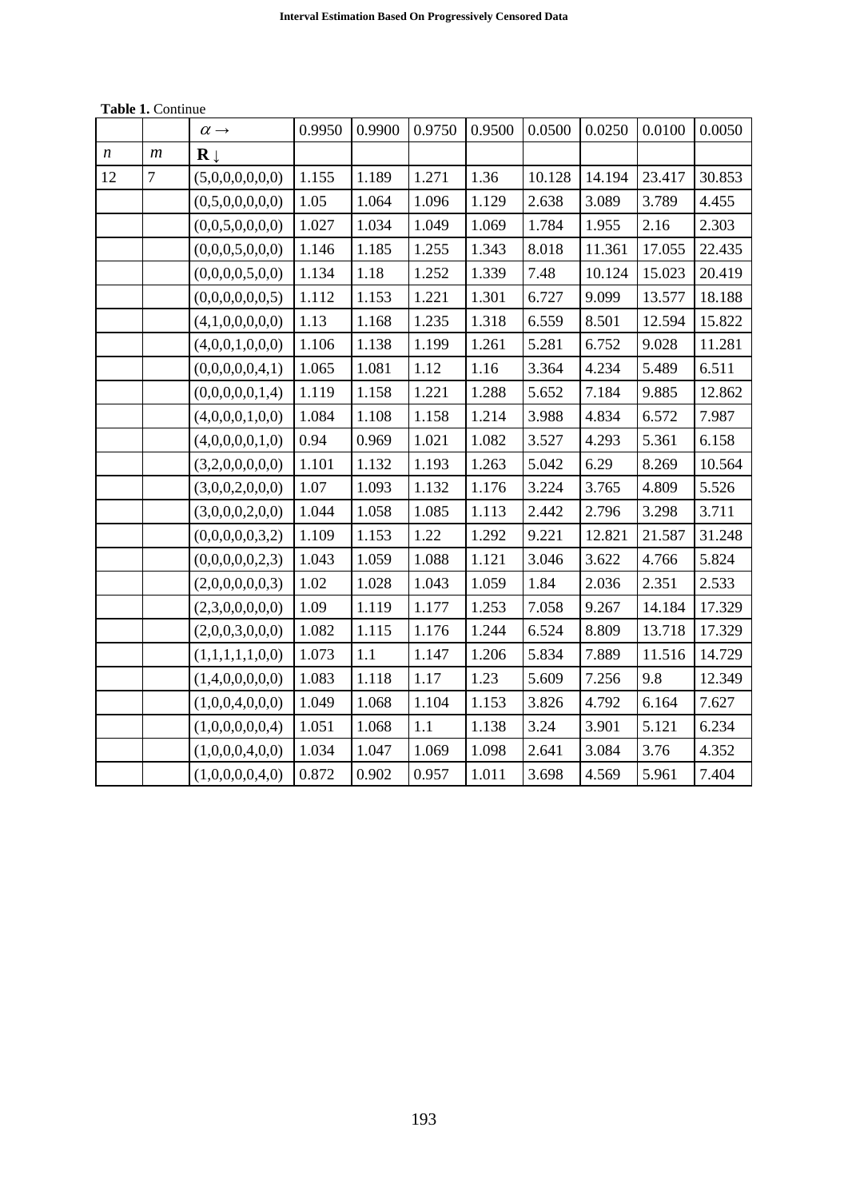**Table 1.** Continue

| | | $\alpha \rightarrow$ | 0.9950 | 0.9900 | 0.9750 | 0.9500 | 0.0500 | 0.0250 | 0.0100 | 0.0050 |
|---|---|---|---|---|---|---|---|---|---|---|
| $n$ | $m$ | $\mathbf{R} \downarrow$ | | | | | | | | |
| 12 | 7 | (5,0,0,0,0,0,0) | 1.155 | 1.189 | 1.271 | 1.36 | 10.128 | 14.194 | 23.417 | 30.853 |
| | | (0,5,0,0,0,0,0) | 1.05 | 1.064 | 1.096 | 1.129 | 2.638 | 3.089 | 3.789 | 4.455 |
| | | (0,0,5,0,0,0,0) | 1.027 | 1.034 | 1.049 | 1.069 | 1.784 | 1.955 | 2.16 | 2.303 |
| | | (0,0,0,5,0,0,0) | 1.146 | 1.185 | 1.255 | 1.343 | 8.018 | 11.361 | 17.055 | 22.435 |
| | | (0,0,0,0,5,0,0) | 1.134 | 1.18 | 1.252 | 1.339 | 7.48 | 10.124 | 15.023 | 20.419 |
| | | (0,0,0,0,0,0,5) | 1.112 | 1.153 | 1.221 | 1.301 | 6.727 | 9.099 | 13.577 | 18.188 |
| | | (4,1,0,0,0,0,0) | 1.13 | 1.168 | 1.235 | 1.318 | 6.559 | 8.501 | 12.594 | 15.822 |
| | | (4,0,0,1,0,0,0) | 1.106 | 1.138 | 1.199 | 1.261 | 5.281 | 6.752 | 9.028 | 11.281 |
| | | (0,0,0,0,0,4,1) | 1.065 | 1.081 | 1.12 | 1.16 | 3.364 | 4.234 | 5.489 | 6.511 |
| | | (0,0,0,0,0,1,4) | 1.119 | 1.158 | 1.221 | 1.288 | 5.652 | 7.184 | 9.885 | 12.862 |
| | | (4,0,0,0,1,0,0) | 1.084 | 1.108 | 1.158 | 1.214 | 3.988 | 4.834 | 6.572 | 7.987 |
| | | (4,0,0,0,0,1,0) | 0.94 | 0.969 | 1.021 | 1.082 | 3.527 | 4.293 | 5.361 | 6.158 |
| | | (3,2,0,0,0,0,0) | 1.101 | 1.132 | 1.193 | 1.263 | 5.042 | 6.29 | 8.269 | 10.564 |
| | | (3,0,0,2,0,0,0) | 1.07 | 1.093 | 1.132 | 1.176 | 3.224 | 3.765 | 4.809 | 5.526 |
| | | (3,0,0,0,2,0,0) | 1.044 | 1.058 | 1.085 | 1.113 | 2.442 | 2.796 | 3.298 | 3.711 |
| | | (0,0,0,0,0,3,2) | 1.109 | 1.153 | 1.22 | 1.292 | 9.221 | 12.821 | 21.587 | 31.248 |
| | | (0,0,0,0,0,2,3) | 1.043 | 1.059 | 1.088 | 1.121 | 3.046 | 3.622 | 4.766 | 5.824 |
| | | (2,0,0,0,0,0,3) | 1.02 | 1.028 | 1.043 | 1.059 | 1.84 | 2.036 | 2.351 | 2.533 |
| | | (2,3,0,0,0,0,0) | 1.09 | 1.119 | 1.177 | 1.253 | 7.058 | 9.267 | 14.184 | 17.329 |
| | | (2,0,0,3,0,0,0) | 1.082 | 1.115 | 1.176 | 1.244 | 6.524 | 8.809 | 13.718 | 17.329 |
| | | (1,1,1,1,1,0,0) | 1.073 | 1.1 | 1.147 | 1.206 | 5.834 | 7.889 | 11.516 | 14.729 |
| | | (1,4,0,0,0,0,0) | 1.083 | 1.118 | 1.17 | 1.23 | 5.609 | 7.256 | 9.8 | 12.349 |
| | | (1,0,0,4,0,0,0) | 1.049 | 1.068 | 1.104 | 1.153 | 3.826 | 4.792 | 6.164 | 7.627 |
| | | (1,0,0,0,0,0,4) | 1.051 | 1.068 | 1.1 | 1.138 | 3.24 | 3.901 | 5.121 | 6.234 |
| | | (1,0,0,0,4,0,0) | 1.034 | 1.047 | 1.069 | 1.098 | 2.641 | 3.084 | 3.76 | 4.352 |
| | | (1,0,0,0,0,4,0) | 0.872 | 0.902 | 0.957 | 1.011 | 3.698 | 4.569 | 5.961 | 7.404 |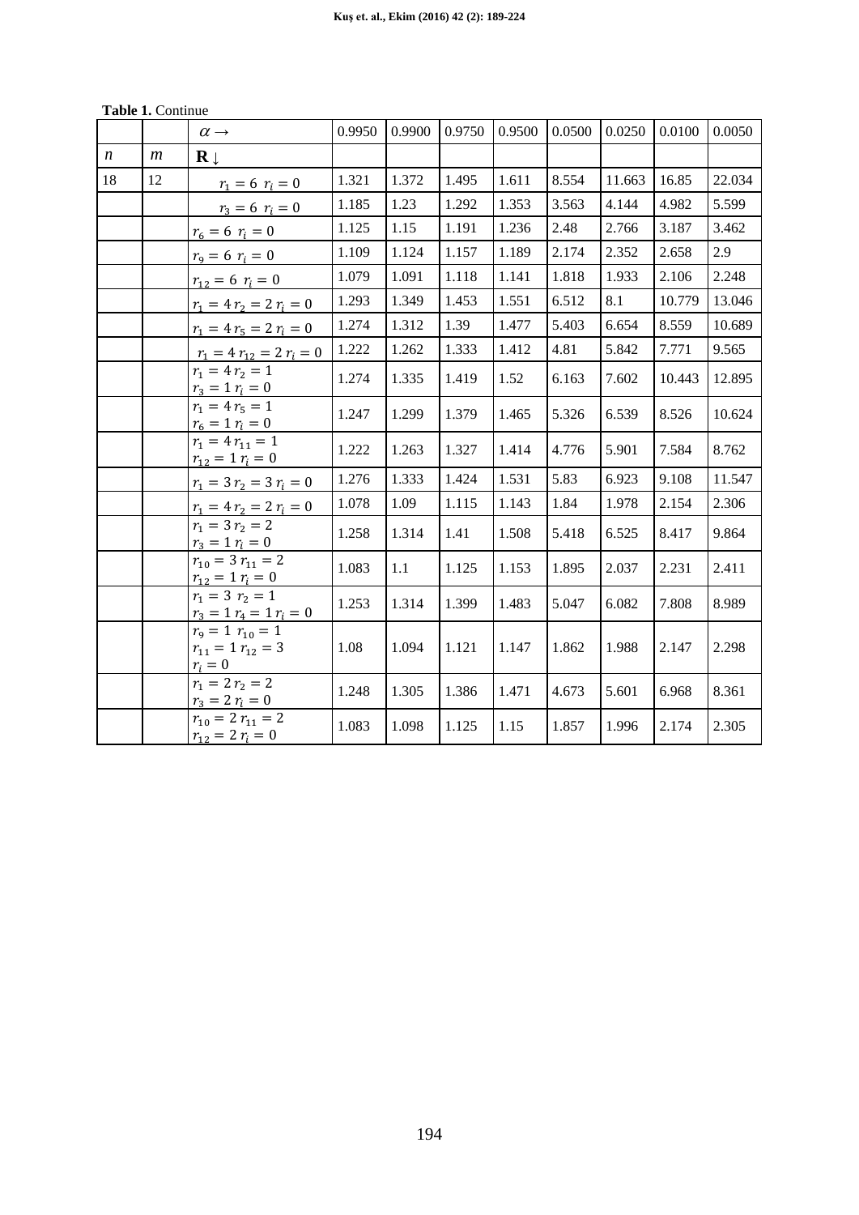**Table 1.** Continue

| | | $\alpha \rightarrow$ | 0.9950 | 0.9900 | 0.9750 | 0.9500 | 0.0500 | 0.0250 | 0.0100 | 0.0050 |
|---|---|---|---|---|---|---|---|---|---|---|
| $n$ | $m$ | **R** ↓ | | | | | | | | |
| 18 | 12 | $r_1 = 6\ r_i = 0$ | 1.321 | 1.372 | 1.495 | 1.611 | 8.554 | 11.663 | 16.85 | 22.034 |
| | | $r_3 = 6\ r_i = 0$ | 1.185 | 1.23 | 1.292 | 1.353 | 3.563 | 4.144 | 4.982 | 5.599 |
| | | $r_6 = 6\ r_i = 0$ | 1.125 | 1.15 | 1.191 | 1.236 | 2.48 | 2.766 | 3.187 | 3.462 |
| | | $r_9 = 6\ r_i = 0$ | 1.109 | 1.124 | 1.157 | 1.189 | 2.174 | 2.352 | 2.658 | 2.9 |
| | | $r_{12} = 6\ r_i = 0$ | 1.079 | 1.091 | 1.118 | 1.141 | 1.818 | 1.933 | 2.106 | 2.248 |
| | | $r_1 = 4\ r_2 = 2\ r_i = 0$ | 1.293 | 1.349 | 1.453 | 1.551 | 6.512 | 8.1 | 10.779 | 13.046 |
| | | $r_1 = 4\ r_5 = 2\ r_i = 0$ | 1.274 | 1.312 | 1.39 | 1.477 | 5.403 | 6.654 | 8.559 | 10.689 |
| | | $r_1 = 4\ r_{12} = 2\ r_i = 0$ | 1.222 | 1.262 | 1.333 | 1.412 | 4.81 | 5.842 | 7.771 | 9.565 |
| | | $r_1 = 4\ r_2 = 1$ $r_3 = 1\ r_i = 0$ | 1.274 | 1.335 | 1.419 | 1.52 | 6.163 | 7.602 | 10.443 | 12.895 |
| | | $r_1 = 4\ r_5 = 1$ $r_6 = 1\ r_i = 0$ | 1.247 | 1.299 | 1.379 | 1.465 | 5.326 | 6.539 | 8.526 | 10.624 |
| | | $r_1 = 4\ r_{11} = 1$ $r_{12} = 1\ r_i = 0$ | 1.222 | 1.263 | 1.327 | 1.414 | 4.776 | 5.901 | 7.584 | 8.762 |
| | | $r_1 = 3\ r_2 = 3\ r_i = 0$ | 1.276 | 1.333 | 1.424 | 1.531 | 5.83 | 6.923 | 9.108 | 11.547 |
| | | $r_1 = 4\ r_2 = 2\ r_i = 0$ | 1.078 | 1.09 | 1.115 | 1.143 | 1.84 | 1.978 | 2.154 | 2.306 |
| | | $r_1 = 3\ r_2 = 2$ $r_3 = 1\ r_i = 0$ | 1.258 | 1.314 | 1.41 | 1.508 | 5.418 | 6.525 | 8.417 | 9.864 |
| | | $r_{10} = 3\ r_{11} = 2$ $r_{12} = 1\ r_i = 0$ | 1.083 | 1.1 | 1.125 | 1.153 | 1.895 | 2.037 | 2.231 | 2.411 |
| | | $r_1 = 3\ r_2 = 1$ $r_3 = 1\ r_4 = 1\ r_i = 0$ | 1.253 | 1.314 | 1.399 | 1.483 | 5.047 | 6.082 | 7.808 | 8.989 |
| | | $r_9 = 1\ r_{10} = 1$ $r_{11} = 1\ r_{12} = 3$ $r_i = 0$ | 1.08 | 1.094 | 1.121 | 1.147 | 1.862 | 1.988 | 2.147 | 2.298 |
| | | $r_1 = 2\ r_2 = 2$ $r_3 = 2\ r_i = 0$ | 1.248 | 1.305 | 1.386 | 1.471 | 4.673 | 5.601 | 6.968 | 8.361 |
| | | $r_{10} = 2\ r_{11} = 2$ $r_{12} = 2\ r_i = 0$ | 1.083 | 1.098 | 1.125 | 1.15 | 1.857 | 1.996 | 2.174 | 2.305 |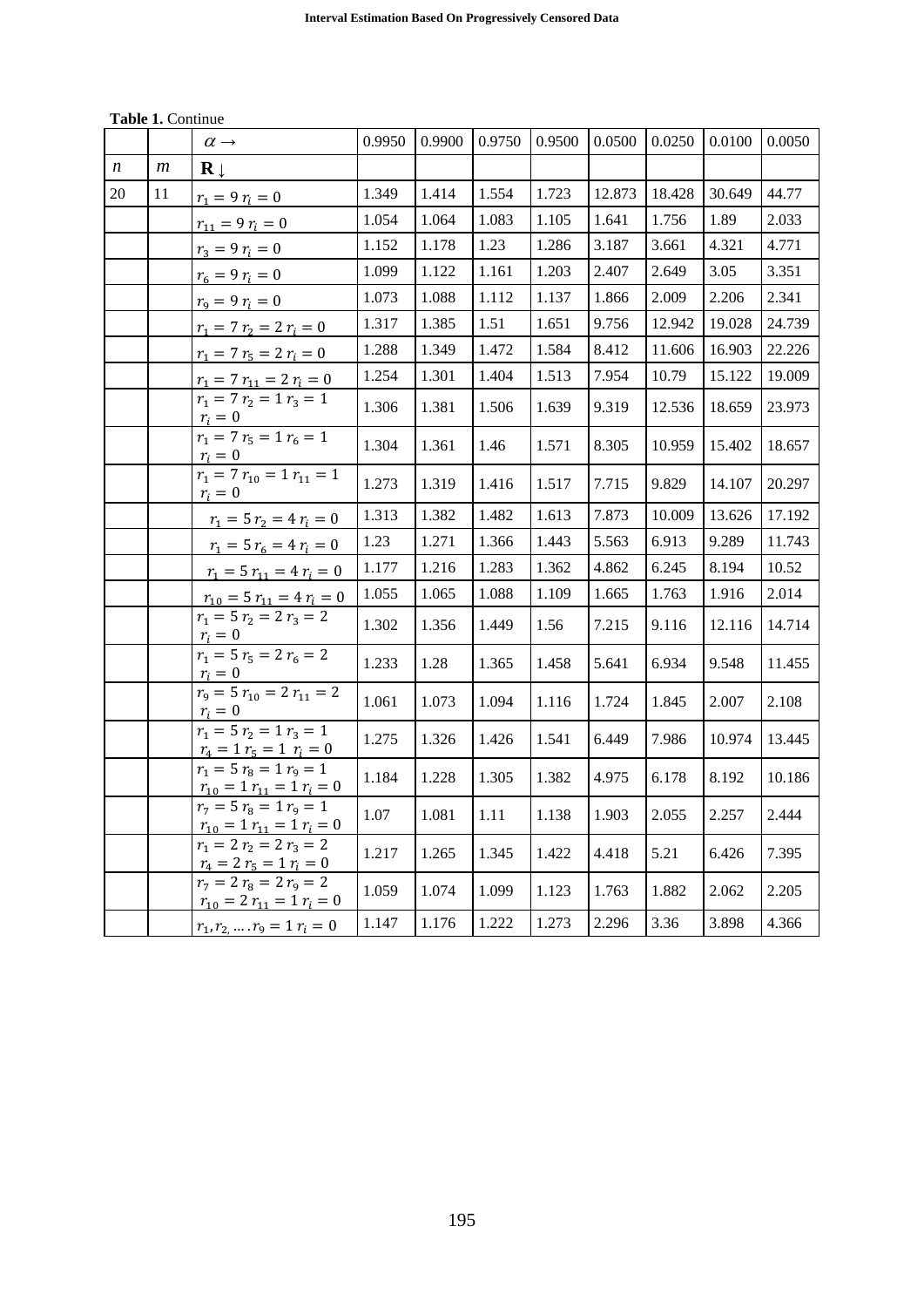**Table 1.** Continue

| | | $\alpha \rightarrow$ | 0.9950 | 0.9900 | 0.9750 | 0.9500 | 0.0500 | 0.0250 | 0.0100 | 0.0050 |
|---|---|---|---|---|---|---|---|---|---|---|
| $n$ | $m$ | $\mathbf{R} \downarrow$ | | | | | | | | |
| 20 | 11 | $r_1 = 9\ r_i = 0$ | 1.349 | 1.414 | 1.554 | 1.723 | 12.873 | 18.428 | 30.649 | 44.77 |
| | | $r_{11} = 9\ r_i = 0$ | 1.054 | 1.064 | 1.083 | 1.105 | 1.641 | 1.756 | 1.89 | 2.033 |
| | | $r_3 = 9\ r_i = 0$ | 1.152 | 1.178 | 1.23 | 1.286 | 3.187 | 3.661 | 4.321 | 4.771 |
| | | $r_6 = 9\ r_i = 0$ | 1.099 | 1.122 | 1.161 | 1.203 | 2.407 | 2.649 | 3.05 | 3.351 |
| | | $r_9 = 9\ r_i = 0$ | 1.073 | 1.088 | 1.112 | 1.137 | 1.866 | 2.009 | 2.206 | 2.341 |
| | | $r_1 = 7\ r_2 = 2\ r_i = 0$ | 1.317 | 1.385 | 1.51 | 1.651 | 9.756 | 12.942 | 19.028 | 24.739 |
| | | $r_1 = 7\ r_5 = 2\ r_i = 0$ | 1.288 | 1.349 | 1.472 | 1.584 | 8.412 | 11.606 | 16.903 | 22.226 |
| | | $r_1 = 7\ r_{11} = 2\ r_i = 0$ | 1.254 | 1.301 | 1.404 | 1.513 | 7.954 | 10.79 | 15.122 | 19.009 |
| | | $r_1 = 7\ r_2 = 1\ r_3 = 1\ r_i = 0$ | 1.306 | 1.381 | 1.506 | 1.639 | 9.319 | 12.536 | 18.659 | 23.973 |
| | | $r_1 = 7\ r_5 = 1\ r_6 = 1\ r_i = 0$ | 1.304 | 1.361 | 1.46 | 1.571 | 8.305 | 10.959 | 15.402 | 18.657 |
| | | $r_1 = 7\ r_{10} = 1\ r_{11} = 1\ r_i = 0$ | 1.273 | 1.319 | 1.416 | 1.517 | 7.715 | 9.829 | 14.107 | 20.297 |
| | | $r_1 = 5\ r_2 = 4\ r_i = 0$ | 1.313 | 1.382 | 1.482 | 1.613 | 7.873 | 10.009 | 13.626 | 17.192 |
| | | $r_1 = 5\ r_6 = 4\ r_i = 0$ | 1.23 | 1.271 | 1.366 | 1.443 | 5.563 | 6.913 | 9.289 | 11.743 |
| | | $r_1 = 5\ r_{11} = 4\ r_i = 0$ | 1.177 | 1.216 | 1.283 | 1.362 | 4.862 | 6.245 | 8.194 | 10.52 |
| | | $r_{10} = 5\ r_{11} = 4\ r_i = 0$ | 1.055 | 1.065 | 1.088 | 1.109 | 1.665 | 1.763 | 1.916 | 2.014 |
| | | $r_1 = 5\ r_2 = 2\ r_3 = 2\ r_i = 0$ | 1.302 | 1.356 | 1.449 | 1.56 | 7.215 | 9.116 | 12.116 | 14.714 |
| | | $r_1 = 5\ r_5 = 2\ r_6 = 2\ r_i = 0$ | 1.233 | 1.28 | 1.365 | 1.458 | 5.641 | 6.934 | 9.548 | 11.455 |
| | | $r_9 = 5\ r_{10} = 2\ r_{11} = 2\ r_i = 0$ | 1.061 | 1.073 | 1.094 | 1.116 | 1.724 | 1.845 | 2.007 | 2.108 |
| | | $r_1 = 5\ r_2 = 1\ r_3 = 1\ r_4 = 1\ r_5 = 1\ r_i = 0$ | 1.275 | 1.326 | 1.426 | 1.541 | 6.449 | 7.986 | 10.974 | 13.445 |
| | | $r_1 = 5\ r_8 = 1\ r_9 = 1\ r_{10} = 1\ r_{11} = 1\ r_i = 0$ | 1.184 | 1.228 | 1.305 | 1.382 | 4.975 | 6.178 | 8.192 | 10.186 |
| | | $r_7 = 5\ r_8 = 1\ r_9 = 1\ r_{10} = 1\ r_{11} = 1\ r_i = 0$ | 1.07 | 1.081 | 1.11 | 1.138 | 1.903 | 2.055 | 2.257 | 2.444 |
| | | $r_1 = 2\ r_2 = 2\ r_3 = 2\ r_4 = 2\ r_5 = 1\ r_i = 0$ | 1.217 | 1.265 | 1.345 | 1.422 | 4.418 | 5.21 | 6.426 | 7.395 |
| | | $r_7 = 2\ r_8 = 2\ r_9 = 2\ r_{10} = 2\ r_{11} = 1\ r_i = 0$ | 1.059 | 1.074 | 1.099 | 1.123 | 1.763 | 1.882 | 2.062 | 2.205 |
| | | $r_1, r_2, \ldots r_9 = 1\ r_i = 0$ | 1.147 | 1.176 | 1.222 | 1.273 | 2.296 | 3.36 | 3.898 | 4.366 |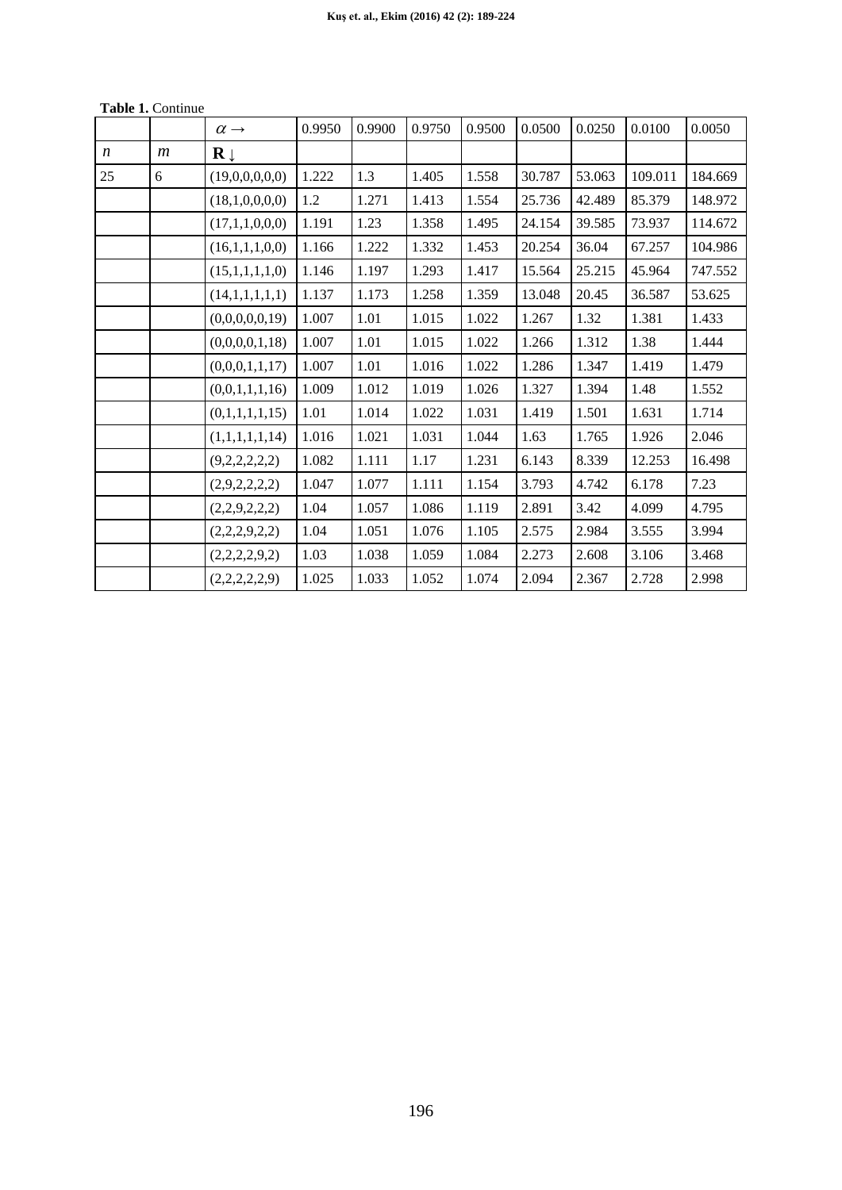**Table 1.** Continue

|  |  | $\alpha \rightarrow$ | 0.9950 | 0.9900 | 0.9750 | 0.9500 | 0.0500 | 0.0250 | 0.0100 | 0.0050 |
|---|---|---|---|---|---|---|---|---|---|---|
| $n$ | $m$ | $\mathbf{R}\downarrow$ |  |  |  |  |  |  |  |  |
| 25 | 6 | (19,0,0,0,0,0) | 1.222 | 1.3 | 1.405 | 1.558 | 30.787 | 53.063 | 109.011 | 184.669 |
|  |  | (18,1,0,0,0,0) | 1.2 | 1.271 | 1.413 | 1.554 | 25.736 | 42.489 | 85.379 | 148.972 |
|  |  | (17,1,1,0,0,0) | 1.191 | 1.23 | 1.358 | 1.495 | 24.154 | 39.585 | 73.937 | 114.672 |
|  |  | (16,1,1,1,0,0) | 1.166 | 1.222 | 1.332 | 1.453 | 20.254 | 36.04 | 67.257 | 104.986 |
|  |  | (15,1,1,1,1,0) | 1.146 | 1.197 | 1.293 | 1.417 | 15.564 | 25.215 | 45.964 | 747.552 |
|  |  | (14,1,1,1,1,1) | 1.137 | 1.173 | 1.258 | 1.359 | 13.048 | 20.45 | 36.587 | 53.625 |
|  |  | (0,0,0,0,0,19) | 1.007 | 1.01 | 1.015 | 1.022 | 1.267 | 1.32 | 1.381 | 1.433 |
|  |  | (0,0,0,0,1,18) | 1.007 | 1.01 | 1.015 | 1.022 | 1.266 | 1.312 | 1.38 | 1.444 |
|  |  | (0,0,0,1,1,17) | 1.007 | 1.01 | 1.016 | 1.022 | 1.286 | 1.347 | 1.419 | 1.479 |
|  |  | (0,0,1,1,1,16) | 1.009 | 1.012 | 1.019 | 1.026 | 1.327 | 1.394 | 1.48 | 1.552 |
|  |  | (0,1,1,1,1,15) | 1.01 | 1.014 | 1.022 | 1.031 | 1.419 | 1.501 | 1.631 | 1.714 |
|  |  | (1,1,1,1,1,14) | 1.016 | 1.021 | 1.031 | 1.044 | 1.63 | 1.765 | 1.926 | 2.046 |
|  |  | (9,2,2,2,2,2) | 1.082 | 1.111 | 1.17 | 1.231 | 6.143 | 8.339 | 12.253 | 16.498 |
|  |  | (2,9,2,2,2,2) | 1.047 | 1.077 | 1.111 | 1.154 | 3.793 | 4.742 | 6.178 | 7.23 |
|  |  | (2,2,9,2,2,2) | 1.04 | 1.057 | 1.086 | 1.119 | 2.891 | 3.42 | 4.099 | 4.795 |
|  |  | (2,2,2,9,2,2) | 1.04 | 1.051 | 1.076 | 1.105 | 2.575 | 2.984 | 3.555 | 3.994 |
|  |  | (2,2,2,2,9,2) | 1.03 | 1.038 | 1.059 | 1.084 | 2.273 | 2.608 | 3.106 | 3.468 |
|  |  | (2,2,2,2,2,9) | 1.025 | 1.033 | 1.052 | 1.074 | 2.094 | 2.367 | 2.728 | 2.998 |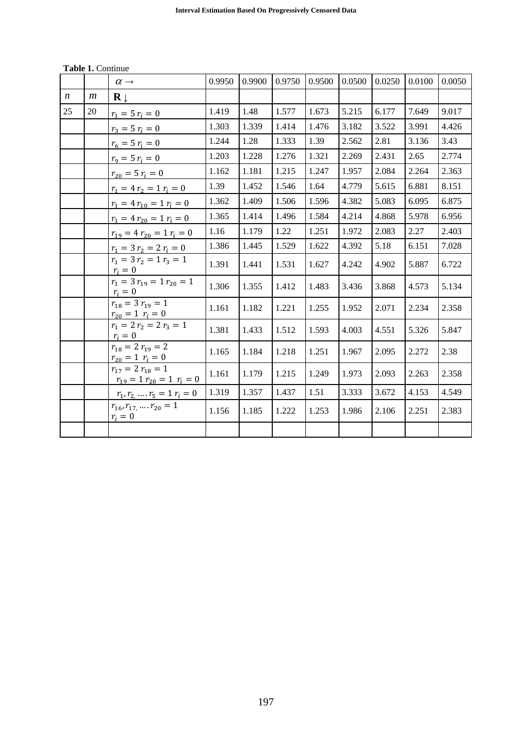**Table 1.** Continue

| | | $\alpha \rightarrow$ | 0.9950 | 0.9900 | 0.9750 | 0.9500 | 0.0500 | 0.0250 | 0.0100 | 0.0050 |
|---|---|---|---|---|---|---|---|---|---|---|
| $n$ | $m$ | $\mathbf{R} \downarrow$ | | | | | | | | |
| 25 | 20 | $r_1 = 5\, r_i = 0$ | 1.419 | 1.48 | 1.577 | 1.673 | 5.215 | 6.177 | 7.649 | 9.017 |
| | | $r_3 = 5\, r_i = 0$ | 1.303 | 1.339 | 1.414 | 1.476 | 3.182 | 3.522 | 3.991 | 4.426 |
| | | $r_6 = 5\, r_i = 0$ | 1.244 | 1.28 | 1.333 | 1.39 | 2.562 | 2.81 | 3.136 | 3.43 |
| | | $r_9 = 5\, r_i = 0$ | 1.203 | 1.228 | 1.276 | 1.321 | 2.269 | 2.431 | 2.65 | 2.774 |
| | | $r_{20} = 5\, r_i = 0$ | 1.162 | 1.181 | 1.215 | 1.247 | 1.957 | 2.084 | 2.264 | 2.363 |
| | | $r_1 = 4\, r_2 = 1\, r_i = 0$ | 1.39 | 1.452 | 1.546 | 1.64 | 4.779 | 5.615 | 6.881 | 8.151 |
| | | $r_1 = 4\, r_{10} = 1\, r_i = 0$ | 1.362 | 1.409 | 1.506 | 1.596 | 4.382 | 5.083 | 6.095 | 6.875 |
| | | $r_1 = 4\, r_{20} = 1\, r_i = 0$ | 1.365 | 1.414 | 1.496 | 1.584 | 4.214 | 4.868 | 5.978 | 6.956 |
| | | $r_{19} = 4\, r_{20} = 1\, r_i = 0$ | 1.16 | 1.179 | 1.22 | 1.251 | 1.972 | 2.083 | 2.27 | 2.403 |
| | | $r_1 = 3\, r_2 = 2\, r_i = 0$ | 1.386 | 1.445 | 1.529 | 1.622 | 4.392 | 5.18 | 6.151 | 7.028 |
| | | $r_1 = 3\, r_2 = 1\, r_3 = 1\, r_i = 0$ | 1.391 | 1.441 | 1.531 | 1.627 | 4.242 | 4.902 | 5.887 | 6.722 |
| | | $r_1 = 3\, r_{19} = 1\, r_{20} = 1\, r_i = 0$ | 1.306 | 1.355 | 1.412 | 1.483 | 3.436 | 3.868 | 4.573 | 5.134 |
| | | $r_{18} = 3\, r_{19} = 1\, r_{20} = 1\, r_i = 0$ | 1.161 | 1.182 | 1.221 | 1.255 | 1.952 | 2.071 | 2.234 | 2.358 |
| | | $r_1 = 2\, r_2 = 2\, r_3 = 1\, r_i = 0$ | 1.381 | 1.433 | 1.512 | 1.593 | 4.003 | 4.551 | 5.326 | 5.847 |
| | | $r_{18} = 2\, r_{19} = 2\, r_{20} = 1\, r_i = 0$ | 1.165 | 1.184 | 1.218 | 1.251 | 1.967 | 2.095 | 2.272 | 2.38 |
| | | $r_{17} = 2\, r_{18} = 1\, r_{19} = 1\, r_{20} = 1\, r_i = 0$ | 1.161 | 1.179 | 1.215 | 1.249 | 1.973 | 2.093 | 2.263 | 2.358 |
| | | $r_1, r_2, \ldots r_5 = 1\, r_i = 0$ | 1.319 | 1.357 | 1.437 | 1.51 | 3.333 | 3.672 | 4.153 | 4.549 |
| | | $r_{16}, r_{17}, \ldots r_{20} = 1\, r_i = 0$ | 1.156 | 1.185 | 1.222 | 1.253 | 1.986 | 2.106 | 2.251 | 2.383 |
| | | | | | | | | | | |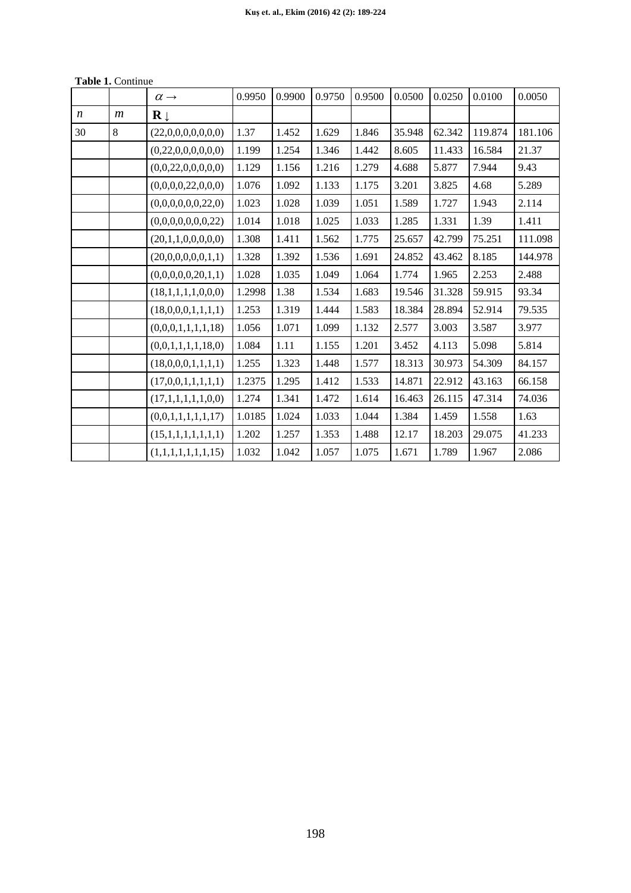**Table 1.** Continue

| | | $\alpha \rightarrow$ | 0.9950 | 0.9900 | 0.9750 | 0.9500 | 0.0500 | 0.0250 | 0.0100 | 0.0050 |
|---|---|---|---|---|---|---|---|---|---|---|
| $n$ | $m$ | $\mathbf{R} \downarrow$ | | | | | | | | |
| 30 | 8 | (22,0,0,0,0,0,0,0) | 1.37 | 1.452 | 1.629 | 1.846 | 35.948 | 62.342 | 119.874 | 181.106 |
| | | (0,22,0,0,0,0,0,0) | 1.199 | 1.254 | 1.346 | 1.442 | 8.605 | 11.433 | 16.584 | 21.37 |
| | | (0,0,22,0,0,0,0,0) | 1.129 | 1.156 | 1.216 | 1.279 | 4.688 | 5.877 | 7.944 | 9.43 |
| | | (0,0,0,0,22,0,0,0) | 1.076 | 1.092 | 1.133 | 1.175 | 3.201 | 3.825 | 4.68 | 5.289 |
| | | (0,0,0,0,0,0,22,0) | 1.023 | 1.028 | 1.039 | 1.051 | 1.589 | 1.727 | 1.943 | 2.114 |
| | | (0,0,0,0,0,0,0,22) | 1.014 | 1.018 | 1.025 | 1.033 | 1.285 | 1.331 | 1.39 | 1.411 |
| | | (20,1,1,0,0,0,0,0) | 1.308 | 1.411 | 1.562 | 1.775 | 25.657 | 42.799 | 75.251 | 111.098 |
| | | (20,0,0,0,0,0,1,1) | 1.328 | 1.392 | 1.536 | 1.691 | 24.852 | 43.462 | 8.185 | 144.978 |
| | | (0,0,0,0,0,20,1,1) | 1.028 | 1.035 | 1.049 | 1.064 | 1.774 | 1.965 | 2.253 | 2.488 |
| | | (18,1,1,1,1,0,0,0) | 1.2998 | 1.38 | 1.534 | 1.683 | 19.546 | 31.328 | 59.915 | 93.34 |
| | | (18,0,0,0,1,1,1,1) | 1.253 | 1.319 | 1.444 | 1.583 | 18.384 | 28.894 | 52.914 | 79.535 |
| | | (0,0,0,1,1,1,1,18) | 1.056 | 1.071 | 1.099 | 1.132 | 2.577 | 3.003 | 3.587 | 3.977 |
| | | (0,0,1,1,1,1,18,0) | 1.084 | 1.11 | 1.155 | 1.201 | 3.452 | 4.113 | 5.098 | 5.814 |
| | | (18,0,0,0,1,1,1,1) | 1.255 | 1.323 | 1.448 | 1.577 | 18.313 | 30.973 | 54.309 | 84.157 |
| | | (17,0,0,1,1,1,1,1) | 1.2375 | 1.295 | 1.412 | 1.533 | 14.871 | 22.912 | 43.163 | 66.158 |
| | | (17,1,1,1,1,1,0,0) | 1.274 | 1.341 | 1.472 | 1.614 | 16.463 | 26.115 | 47.314 | 74.036 |
| | | (0,0,1,1,1,1,1,17) | 1.0185 | 1.024 | 1.033 | 1.044 | 1.384 | 1.459 | 1.558 | 1.63 |
| | | (15,1,1,1,1,1,1,1) | 1.202 | 1.257 | 1.353 | 1.488 | 12.17 | 18.203 | 29.075 | 41.233 |
| | | (1,1,1,1,1,1,1,15) | 1.032 | 1.042 | 1.057 | 1.075 | 1.671 | 1.789 | 1.967 | 2.086 |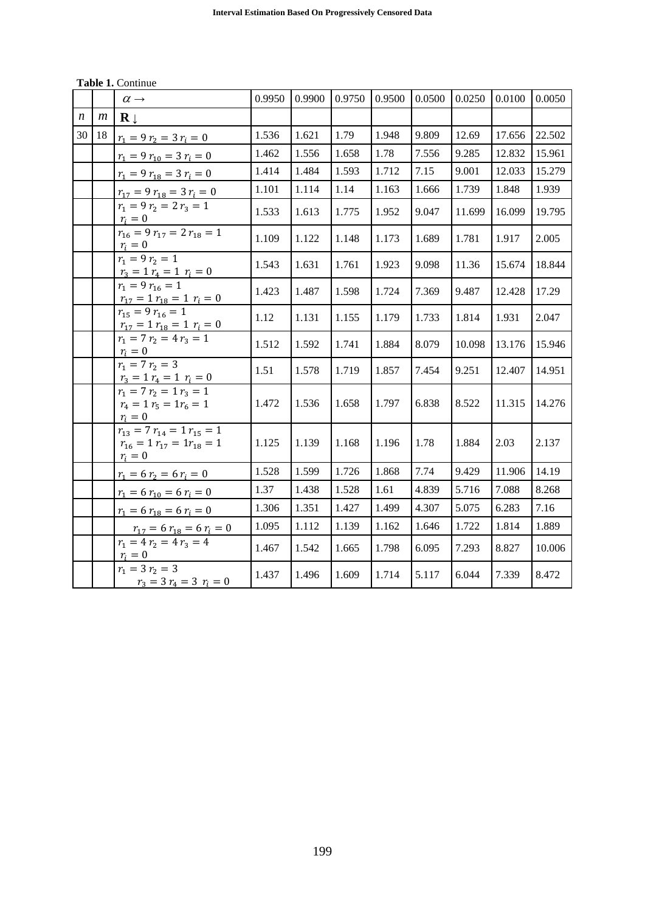**Table 1.** Continue

| | | $\alpha \rightarrow$ | 0.9950 | 0.9900 | 0.9750 | 0.9500 | 0.0500 | 0.0250 | 0.0100 | 0.0050 |
|---|---|---|---|---|---|---|---|---|---|---|
| $n$ | $m$ | $\mathbf{R} \downarrow$ | | | | | | | | |
| 30 | 18 | $r_1 = 9\ r_2 = 3\ r_i = 0$ | 1.536 | 1.621 | 1.79 | 1.948 | 9.809 | 12.69 | 17.656 | 22.502 |
| | | $r_1 = 9\ r_{10} = 3\ r_i = 0$ | 1.462 | 1.556 | 1.658 | 1.78 | 7.556 | 9.285 | 12.832 | 15.961 |
| | | $r_1 = 9\ r_{18} = 3\ r_i = 0$ | 1.414 | 1.484 | 1.593 | 1.712 | 7.15 | 9.001 | 12.033 | 15.279 |
| | | $r_{17} = 9\ r_{18} = 3\ r_i = 0$ | 1.101 | 1.114 | 1.14 | 1.163 | 1.666 | 1.739 | 1.848 | 1.939 |
| | | $r_1 = 9\ r_2 = 2\ r_3 = 1\ r_i = 0$ | 1.533 | 1.613 | 1.775 | 1.952 | 9.047 | 11.699 | 16.099 | 19.795 |
| | | $r_{16} = 9\ r_{17} = 2\ r_{18} = 1\ r_i = 0$ | 1.109 | 1.122 | 1.148 | 1.173 | 1.689 | 1.781 | 1.917 | 2.005 |
| | | $r_1 = 9\ r_2 = 1\ r_3 = 1\ r_4 = 1\ r_i = 0$ | 1.543 | 1.631 | 1.761 | 1.923 | 9.098 | 11.36 | 15.674 | 18.844 |
| | | $r_1 = 9\ r_{16} = 1\ r_{17} = 1\ r_{18} = 1\ r_i = 0$ | 1.423 | 1.487 | 1.598 | 1.724 | 7.369 | 9.487 | 12.428 | 17.29 |
| | | $r_{15} = 9\ r_{16} = 1\ r_{17} = 1\ r_{18} = 1\ r_i = 0$ | 1.12 | 1.131 | 1.155 | 1.179 | 1.733 | 1.814 | 1.931 | 2.047 |
| | | $r_1 = 7\ r_2 = 4\ r_3 = 1\ r_i = 0$ | 1.512 | 1.592 | 1.741 | 1.884 | 8.079 | 10.098 | 13.176 | 15.946 |
| | | $r_1 = 7\ r_2 = 3\ r_3 = 1\ r_4 = 1\ r_i = 0$ | 1.51 | 1.578 | 1.719 | 1.857 | 7.454 | 9.251 | 12.407 | 14.951 |
| | | $r_1 = 7\ r_2 = 1\ r_3 = 1\ r_4 = 1\ r_5 = 1 r_6 = 1\ r_i = 0$ | 1.472 | 1.536 | 1.658 | 1.797 | 6.838 | 8.522 | 11.315 | 14.276 |
| | | $r_{13} = 7\ r_{14} = 1\ r_{15} = 1\ r_{16} = 1\ r_{17} = 1 r_{18} = 1\ r_i = 0$ | 1.125 | 1.139 | 1.168 | 1.196 | 1.78 | 1.884 | 2.03 | 2.137 |
| | | $r_1 = 6\ r_2 = 6\ r_i = 0$ | 1.528 | 1.599 | 1.726 | 1.868 | 7.74 | 9.429 | 11.906 | 14.19 |
| | | $r_1 = 6\ r_{10} = 6\ r_i = 0$ | 1.37 | 1.438 | 1.528 | 1.61 | 4.839 | 5.716 | 7.088 | 8.268 |
| | | $r_1 = 6\ r_{18} = 6\ r_i = 0$ | 1.306 | 1.351 | 1.427 | 1.499 | 4.307 | 5.075 | 6.283 | 7.16 |
| | | $r_{17} = 6\ r_{18} = 6\ r_i = 0$ | 1.095 | 1.112 | 1.139 | 1.162 | 1.646 | 1.722 | 1.814 | 1.889 |
| | | $r_1 = 4\ r_2 = 4\ r_3 = 4\ r_i = 0$ | 1.467 | 1.542 | 1.665 | 1.798 | 6.095 | 7.293 | 8.827 | 10.006 |
| | | $r_1 = 3\ r_2 = 3\ r_3 = 3\ r_4 = 3\ r_i = 0$ | 1.437 | 1.496 | 1.609 | 1.714 | 5.117 | 6.044 | 7.339 | 8.472 |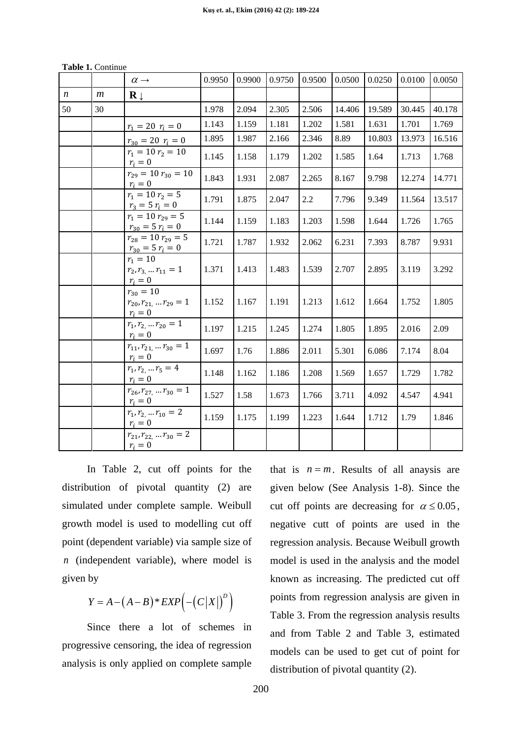**Table 1.** Continue

| | | $\alpha \rightarrow$ | 0.9950 | 0.9900 | 0.9750 | 0.9500 | 0.0500 | 0.0250 | 0.0100 | 0.0050 |
|---|---|---|---|---|---|---|---|---|---|---|
| $n$ | $m$ | **R** $\downarrow$ | | | | | | | | |
| 50 | 30 | | 1.978 | 2.094 | 2.305 | 2.506 | 14.406 | 19.589 | 30.445 | 40.178 |
| | | $r_1 = 20\ r_i = 0$ | 1.143 | 1.159 | 1.181 | 1.202 | 1.581 | 1.631 | 1.701 | 1.769 |
| | | $r_{30} = 20\ r_i = 0$ | 1.895 | 1.987 | 2.166 | 2.346 | 8.89 | 10.803 | 13.973 | 16.516 |
| | | $r_1 = 10\ r_2 = 10\ r_i = 0$ | 1.145 | 1.158 | 1.179 | 1.202 | 1.585 | 1.64 | 1.713 | 1.768 |
| | | $r_{29} = 10\ r_{30} = 10\ r_i = 0$ | 1.843 | 1.931 | 2.087 | 2.265 | 8.167 | 9.798 | 12.274 | 14.771 |
| | | $r_1 = 10\ r_2 = 5\ r_3 = 5\ r_i = 0$ | 1.791 | 1.875 | 2.047 | 2.2 | 7.796 | 9.349 | 11.564 | 13.517 |
| | | $r_1 = 10\ r_{29} = 5\ r_{30} = 5\ r_i = 0$ | 1.144 | 1.159 | 1.183 | 1.203 | 1.598 | 1.644 | 1.726 | 1.765 |
| | | $r_{28} = 10\ r_{29} = 5\ r_{30} = 5\ r_i = 0$ | 1.721 | 1.787 | 1.932 | 2.062 | 6.231 | 7.393 | 8.787 | 9.931 |
| | | $r_1 = 10\ r_2, r_3, \dots r_{11} = 1\ r_i = 0$ | 1.371 | 1.413 | 1.483 | 1.539 | 2.707 | 2.895 | 3.119 | 3.292 |
| | | $r_{30} = 10\ r_{20}, r_{21}, \dots r_{29} = 1\ r_i = 0$ | 1.152 | 1.167 | 1.191 | 1.213 | 1.612 | 1.664 | 1.752 | 1.805 |
| | | $r_1, r_2, \dots r_{20} = 1\ r_i = 0$ | 1.197 | 1.215 | 1.245 | 1.274 | 1.805 | 1.895 | 2.016 | 2.09 |
| | | $r_{11}, r_{21}, \dots r_{30} = 1\ r_i = 0$ | 1.697 | 1.76 | 1.886 | 2.011 | 5.301 | 6.086 | 7.174 | 8.04 |
| | | $r_1, r_2, \dots r_5 = 4\ r_i = 0$ | 1.148 | 1.162 | 1.186 | 1.208 | 1.569 | 1.657 | 1.729 | 1.782 |
| | | $r_{26}, r_{27}, \dots r_{30} = 1\ r_i = 0$ | 1.527 | 1.58 | 1.673 | 1.766 | 3.711 | 4.092 | 4.547 | 4.941 |
| | | $r_1, r_2, \dots r_{10} = 2\ r_i = 0$ | 1.159 | 1.175 | 1.199 | 1.223 | 1.644 | 1.712 | 1.79 | 1.846 |
| | | $r_{21}, r_{22}, \dots r_{30} = 2\ r_i = 0$ | | | | | | | | |

In Table 2, cut off points for the distribution of pivotal quantity (2) are simulated under complete sample. Weibull growth model is used to modelling cut off point (dependent variable) via sample size of $n$ (independent variable), where model is given by

$$Y = A - (A - B) * EXP\left(-\left(C|X|\right)^{D}\right)$$

Since there a lot of schemes in progressive censoring, the idea of regression analysis is only applied on complete sample that is $n = m$. Results of all anaysis are given below (See Analysis 1-8). Since the cut off points are decreasing for $\alpha \le 0.05$, negative cutt of points are used in the regression analysis. Because Weibull growth model is used in the analysis and the model known as increasing. The predicted cut off points from regression analysis are given in Table 3. From the regression analysis results and from Table 2 and Table 3, estimated models can be used to get cut of point for distribution of pivotal quantity (2).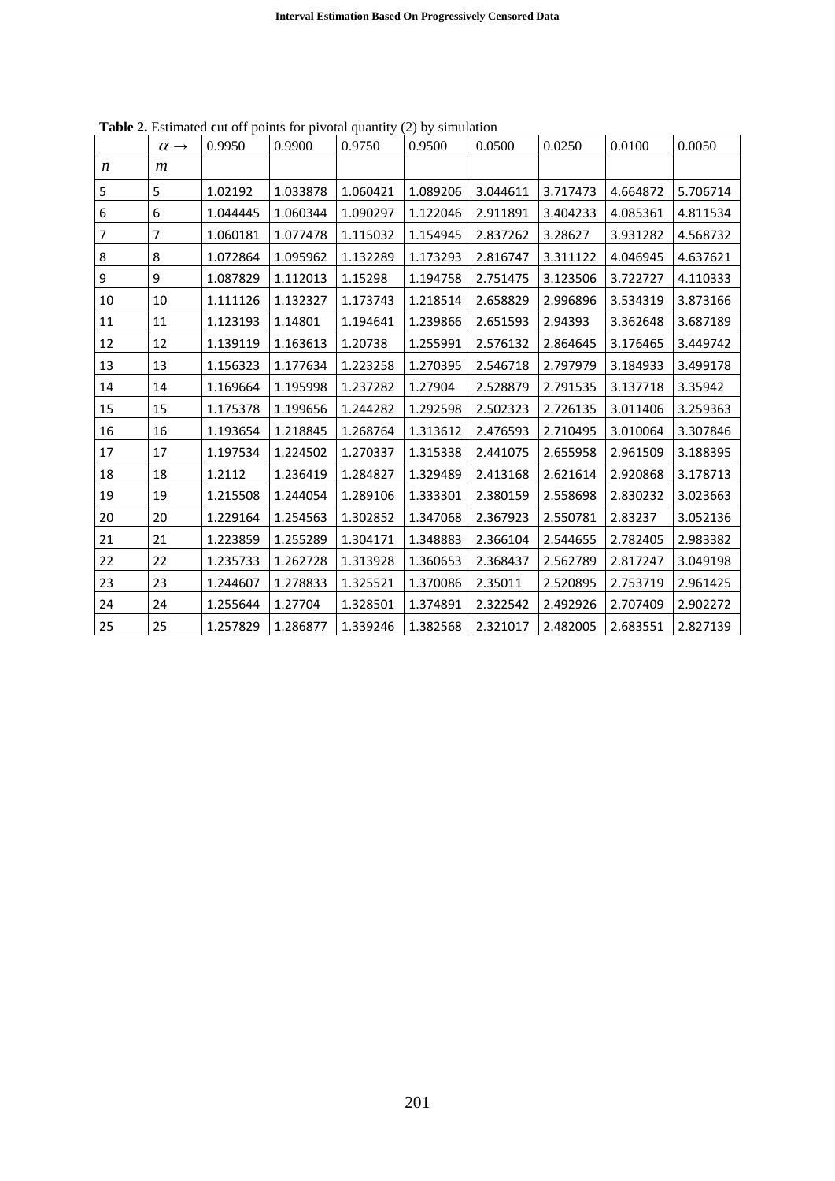**Table 2.** Estimated cut off points for pivotal quantity (2) by simulation

| | $\alpha \rightarrow$ | 0.9950 | 0.9900 | 0.9750 | 0.9500 | 0.0500 | 0.0250 | 0.0100 | 0.0050 |
|---|---|---|---|---|---|---|---|---|---|
| $n$ | $m$ | | | | | | | | |
| 5 | 5 | 1.02192 | 1.033878 | 1.060421 | 1.089206 | 3.044611 | 3.717473 | 4.664872 | 5.706714 |
| 6 | 6 | 1.044445 | 1.060344 | 1.090297 | 1.122046 | 2.911891 | 3.404233 | 4.085361 | 4.811534 |
| 7 | 7 | 1.060181 | 1.077478 | 1.115032 | 1.154945 | 2.837262 | 3.28627 | 3.931282 | 4.568732 |
| 8 | 8 | 1.072864 | 1.095962 | 1.132289 | 1.173293 | 2.816747 | 3.311122 | 4.046945 | 4.637621 |
| 9 | 9 | 1.087829 | 1.112013 | 1.15298 | 1.194758 | 2.751475 | 3.123506 | 3.722727 | 4.110333 |
| 10 | 10 | 1.111126 | 1.132327 | 1.173743 | 1.218514 | 2.658829 | 2.996896 | 3.534319 | 3.873166 |
| 11 | 11 | 1.123193 | 1.14801 | 1.194641 | 1.239866 | 2.651593 | 2.94393 | 3.362648 | 3.687189 |
| 12 | 12 | 1.139119 | 1.163613 | 1.20738 | 1.255991 | 2.576132 | 2.864645 | 3.176465 | 3.449742 |
| 13 | 13 | 1.156323 | 1.177634 | 1.223258 | 1.270395 | 2.546718 | 2.797979 | 3.184933 | 3.499178 |
| 14 | 14 | 1.169664 | 1.195998 | 1.237282 | 1.27904 | 2.528879 | 2.791535 | 3.137718 | 3.35942 |
| 15 | 15 | 1.175378 | 1.199656 | 1.244282 | 1.292598 | 2.502323 | 2.726135 | 3.011406 | 3.259363 |
| 16 | 16 | 1.193654 | 1.218845 | 1.268764 | 1.313612 | 2.476593 | 2.710495 | 3.010064 | 3.307846 |
| 17 | 17 | 1.197534 | 1.224502 | 1.270337 | 1.315338 | 2.441075 | 2.655958 | 2.961509 | 3.188395 |
| 18 | 18 | 1.2112 | 1.236419 | 1.284827 | 1.329489 | 2.413168 | 2.621614 | 2.920868 | 3.178713 |
| 19 | 19 | 1.215508 | 1.244054 | 1.289106 | 1.333301 | 2.380159 | 2.558698 | 2.830232 | 3.023663 |
| 20 | 20 | 1.229164 | 1.254563 | 1.302852 | 1.347068 | 2.367923 | 2.550781 | 2.83237 | 3.052136 |
| 21 | 21 | 1.223859 | 1.255289 | 1.304171 | 1.348883 | 2.366104 | 2.544655 | 2.782405 | 2.983382 |
| 22 | 22 | 1.235733 | 1.262728 | 1.313928 | 1.360653 | 2.368437 | 2.562789 | 2.817247 | 3.049198 |
| 23 | 23 | 1.244607 | 1.278833 | 1.325521 | 1.370086 | 2.35011 | 2.520895 | 2.753719 | 2.961425 |
| 24 | 24 | 1.255644 | 1.27704 | 1.328501 | 1.374891 | 2.322542 | 2.492926 | 2.707409 | 2.902272 |
| 25 | 25 | 1.257829 | 1.286877 | 1.339246 | 1.382568 | 2.321017 | 2.482005 | 2.683551 | 2.827139 |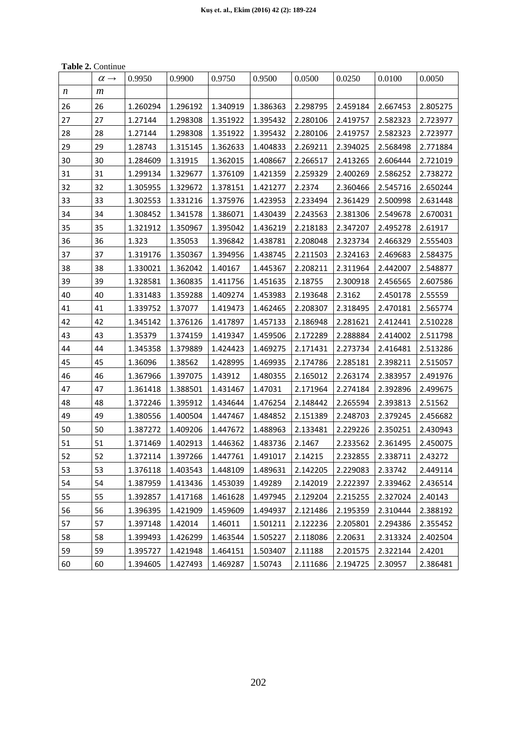**Table 2.** Continue

| | $\alpha \rightarrow$ | 0.9950 | 0.9900 | 0.9750 | 0.9500 | 0.0500 | 0.0250 | 0.0100 | 0.0050 |
|---|---|---|---|---|---|---|---|---|---|
| $n$ | $m$ | | | | | | | | |
| 26 | 26 | 1.260294 | 1.296192 | 1.340919 | 1.386363 | 2.298795 | 2.459184 | 2.667453 | 2.805275 |
| 27 | 27 | 1.27144 | 1.298308 | 1.351922 | 1.395432 | 2.280106 | 2.419757 | 2.582323 | 2.723977 |
| 28 | 28 | 1.27144 | 1.298308 | 1.351922 | 1.395432 | 2.280106 | 2.419757 | 2.582323 | 2.723977 |
| 29 | 29 | 1.28743 | 1.315145 | 1.362633 | 1.404833 | 2.269211 | 2.394025 | 2.568498 | 2.771884 |
| 30 | 30 | 1.284609 | 1.31915 | 1.362015 | 1.408667 | 2.266517 | 2.413265 | 2.606444 | 2.721019 |
| 31 | 31 | 1.299134 | 1.329677 | 1.376109 | 1.421359 | 2.259329 | 2.400269 | 2.586252 | 2.738272 |
| 32 | 32 | 1.305955 | 1.329672 | 1.378151 | 1.421277 | 2.2374 | 2.360466 | 2.545716 | 2.650244 |
| 33 | 33 | 1.302553 | 1.331216 | 1.375976 | 1.423953 | 2.233494 | 2.361429 | 2.500998 | 2.631448 |
| 34 | 34 | 1.308452 | 1.341578 | 1.386071 | 1.430439 | 2.243563 | 2.381306 | 2.549678 | 2.670031 |
| 35 | 35 | 1.321912 | 1.350967 | 1.395042 | 1.436219 | 2.218183 | 2.347207 | 2.495278 | 2.61917 |
| 36 | 36 | 1.323 | 1.35053 | 1.396842 | 1.438781 | 2.208048 | 2.323734 | 2.466329 | 2.555403 |
| 37 | 37 | 1.319176 | 1.350367 | 1.394956 | 1.438745 | 2.211503 | 2.324163 | 2.469683 | 2.584375 |
| 38 | 38 | 1.330021 | 1.362042 | 1.40167 | 1.445367 | 2.208211 | 2.311964 | 2.442007 | 2.548877 |
| 39 | 39 | 1.328581 | 1.360835 | 1.411756 | 1.451635 | 2.18755 | 2.300918 | 2.456565 | 2.607586 |
| 40 | 40 | 1.331483 | 1.359288 | 1.409274 | 1.453983 | 2.193648 | 2.3162 | 2.450178 | 2.55559 |
| 41 | 41 | 1.339752 | 1.37077 | 1.419473 | 1.462465 | 2.208307 | 2.318495 | 2.470181 | 2.565774 |
| 42 | 42 | 1.345142 | 1.376126 | 1.417897 | 1.457133 | 2.186948 | 2.281621 | 2.412441 | 2.510228 |
| 43 | 43 | 1.35379 | 1.374159 | 1.419347 | 1.459506 | 2.172289 | 2.288884 | 2.414002 | 2.511798 |
| 44 | 44 | 1.345358 | 1.379889 | 1.424423 | 1.469275 | 2.171431 | 2.273734 | 2.416481 | 2.513286 |
| 45 | 45 | 1.36096 | 1.38562 | 1.428995 | 1.469935 | 2.174786 | 2.285181 | 2.398211 | 2.515057 |
| 46 | 46 | 1.367966 | 1.397075 | 1.43912 | 1.480355 | 2.165012 | 2.263174 | 2.383957 | 2.491976 |
| 47 | 47 | 1.361418 | 1.388501 | 1.431467 | 1.47031 | 2.171964 | 2.274184 | 2.392896 | 2.499675 |
| 48 | 48 | 1.372246 | 1.395912 | 1.434644 | 1.476254 | 2.148442 | 2.265594 | 2.393813 | 2.51562 |
| 49 | 49 | 1.380556 | 1.400504 | 1.447467 | 1.484852 | 2.151389 | 2.248703 | 2.379245 | 2.456682 |
| 50 | 50 | 1.387272 | 1.409206 | 1.447672 | 1.488963 | 2.133481 | 2.229226 | 2.350251 | 2.430943 |
| 51 | 51 | 1.371469 | 1.402913 | 1.446362 | 1.483736 | 2.1467 | 2.233562 | 2.361495 | 2.450075 |
| 52 | 52 | 1.372114 | 1.397266 | 1.447761 | 1.491017 | 2.14215 | 2.232855 | 2.338711 | 2.43272 |
| 53 | 53 | 1.376118 | 1.403543 | 1.448109 | 1.489631 | 2.142205 | 2.229083 | 2.33742 | 2.449114 |
| 54 | 54 | 1.387959 | 1.413436 | 1.453039 | 1.49289 | 2.142019 | 2.222397 | 2.339462 | 2.436514 |
| 55 | 55 | 1.392857 | 1.417168 | 1.461628 | 1.497945 | 2.129204 | 2.215255 | 2.327024 | 2.40143 |
| 56 | 56 | 1.396395 | 1.421909 | 1.459609 | 1.494937 | 2.121486 | 2.195359 | 2.310444 | 2.388192 |
| 57 | 57 | 1.397148 | 1.42014 | 1.46011 | 1.501211 | 2.122236 | 2.205801 | 2.294386 | 2.355452 |
| 58 | 58 | 1.399493 | 1.426299 | 1.463544 | 1.505227 | 2.118086 | 2.20631 | 2.313324 | 2.402504 |
| 59 | 59 | 1.395727 | 1.421948 | 1.464151 | 1.503407 | 2.11188 | 2.201575 | 2.322144 | 2.4201 |
| 60 | 60 | 1.394605 | 1.427493 | 1.469287 | 1.50743 | 2.111686 | 2.194725 | 2.30957 | 2.386481 |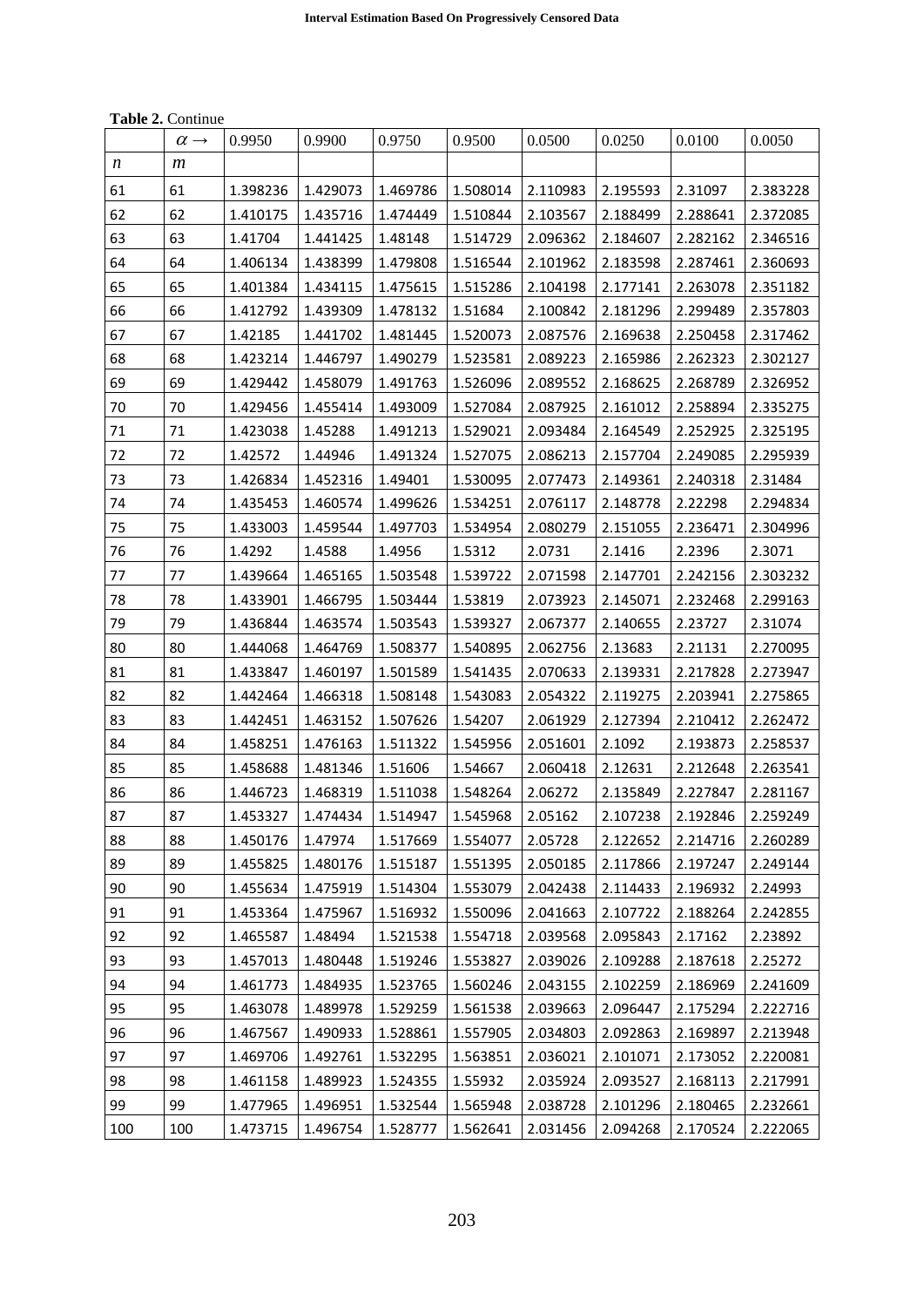**Table 2.** Continue

| | $\alpha \rightarrow$ | 0.9950 | 0.9900 | 0.9750 | 0.9500 | 0.0500 | 0.0250 | 0.0100 | 0.0050 |
|---|---|---|---|---|---|---|---|---|---|
| $n$ | $m$ | | | | | | | | |
| 61 | 61 | 1.398236 | 1.429073 | 1.469786 | 1.508014 | 2.110983 | 2.195593 | 2.31097 | 2.383228 |
| 62 | 62 | 1.410175 | 1.435716 | 1.474449 | 1.510844 | 2.103567 | 2.188499 | 2.288641 | 2.372085 |
| 63 | 63 | 1.41704 | 1.441425 | 1.48148 | 1.514729 | 2.096362 | 2.184607 | 2.282162 | 2.346516 |
| 64 | 64 | 1.406134 | 1.438399 | 1.479808 | 1.516544 | 2.101962 | 2.183598 | 2.287461 | 2.360693 |
| 65 | 65 | 1.401384 | 1.434115 | 1.475615 | 1.515286 | 2.104198 | 2.177141 | 2.263078 | 2.351182 |
| 66 | 66 | 1.412792 | 1.439309 | 1.478132 | 1.51684 | 2.100842 | 2.181296 | 2.299489 | 2.357803 |
| 67 | 67 | 1.42185 | 1.441702 | 1.481445 | 1.520073 | 2.087576 | 2.169638 | 2.250458 | 2.317462 |
| 68 | 68 | 1.423214 | 1.446797 | 1.490279 | 1.523581 | 2.089223 | 2.165986 | 2.262323 | 2.302127 |
| 69 | 69 | 1.429442 | 1.458079 | 1.491763 | 1.526096 | 2.089552 | 2.168625 | 2.268789 | 2.326952 |
| 70 | 70 | 1.429456 | 1.455414 | 1.493009 | 1.527084 | 2.087925 | 2.161012 | 2.258894 | 2.335275 |
| 71 | 71 | 1.423038 | 1.45288 | 1.491213 | 1.529021 | 2.093484 | 2.164549 | 2.252925 | 2.325195 |
| 72 | 72 | 1.42572 | 1.44946 | 1.491324 | 1.527075 | 2.086213 | 2.157704 | 2.249085 | 2.295939 |
| 73 | 73 | 1.426834 | 1.452316 | 1.49401 | 1.530095 | 2.077473 | 2.149361 | 2.240318 | 2.31484 |
| 74 | 74 | 1.435453 | 1.460574 | 1.499626 | 1.534251 | 2.076117 | 2.148778 | 2.22298 | 2.294834 |
| 75 | 75 | 1.433003 | 1.459544 | 1.497703 | 1.534954 | 2.080279 | 2.151055 | 2.236471 | 2.304996 |
| 76 | 76 | 1.4292 | 1.4588 | 1.4956 | 1.5312 | 2.0731 | 2.1416 | 2.2396 | 2.3071 |
| 77 | 77 | 1.439664 | 1.465165 | 1.503548 | 1.539722 | 2.071598 | 2.147701 | 2.242156 | 2.303232 |
| 78 | 78 | 1.433901 | 1.466795 | 1.503444 | 1.53819 | 2.073923 | 2.145071 | 2.232468 | 2.299163 |
| 79 | 79 | 1.436844 | 1.463574 | 1.503543 | 1.539327 | 2.067377 | 2.140655 | 2.23727 | 2.31074 |
| 80 | 80 | 1.444068 | 1.464769 | 1.508377 | 1.540895 | 2.062756 | 2.13683 | 2.21131 | 2.270095 |
| 81 | 81 | 1.433847 | 1.460197 | 1.501589 | 1.541435 | 2.070633 | 2.139331 | 2.217828 | 2.273947 |
| 82 | 82 | 1.442464 | 1.466318 | 1.508148 | 1.543083 | 2.054322 | 2.119275 | 2.203941 | 2.275865 |
| 83 | 83 | 1.442451 | 1.463152 | 1.507626 | 1.54207 | 2.061929 | 2.127394 | 2.210412 | 2.262472 |
| 84 | 84 | 1.458251 | 1.476163 | 1.511322 | 1.545956 | 2.051601 | 2.1092 | 2.193873 | 2.258537 |
| 85 | 85 | 1.458688 | 1.481346 | 1.51606 | 1.54667 | 2.060418 | 2.12631 | 2.212648 | 2.263541 |
| 86 | 86 | 1.446723 | 1.468319 | 1.511038 | 1.548264 | 2.06272 | 2.135849 | 2.227847 | 2.281167 |
| 87 | 87 | 1.453327 | 1.474434 | 1.514947 | 1.545968 | 2.05162 | 2.107238 | 2.192846 | 2.259249 |
| 88 | 88 | 1.450176 | 1.47974 | 1.517669 | 1.554077 | 2.05728 | 2.122652 | 2.214716 | 2.260289 |
| 89 | 89 | 1.455825 | 1.480176 | 1.515187 | 1.551395 | 2.050185 | 2.117866 | 2.197247 | 2.249144 |
| 90 | 90 | 1.455634 | 1.475919 | 1.514304 | 1.553079 | 2.042438 | 2.114433 | 2.196932 | 2.24993 |
| 91 | 91 | 1.453364 | 1.475967 | 1.516932 | 1.550096 | 2.041663 | 2.107722 | 2.188264 | 2.242855 |
| 92 | 92 | 1.465587 | 1.48494 | 1.521538 | 1.554718 | 2.039568 | 2.095843 | 2.17162 | 2.23892 |
| 93 | 93 | 1.457013 | 1.480448 | 1.519246 | 1.553827 | 2.039026 | 2.109288 | 2.187618 | 2.25272 |
| 94 | 94 | 1.461773 | 1.484935 | 1.523765 | 1.560246 | 2.043155 | 2.102259 | 2.186969 | 2.241609 |
| 95 | 95 | 1.463078 | 1.489978 | 1.529259 | 1.561538 | 2.039663 | 2.096447 | 2.175294 | 2.222716 |
| 96 | 96 | 1.467567 | 1.490933 | 1.528861 | 1.557905 | 2.034803 | 2.092863 | 2.169897 | 2.213948 |
| 97 | 97 | 1.469706 | 1.492761 | 1.532295 | 1.563851 | 2.036021 | 2.101071 | 2.173052 | 2.220081 |
| 98 | 98 | 1.461158 | 1.489923 | 1.524355 | 1.55932 | 2.035924 | 2.093527 | 2.168113 | 2.217991 |
| 99 | 99 | 1.477965 | 1.496951 | 1.532544 | 1.565948 | 2.038728 | 2.101296 | 2.180465 | 2.232661 |
| 100 | 100 | 1.473715 | 1.496754 | 1.528777 | 1.562641 | 2.031456 | 2.094268 | 2.170524 | 2.222065 |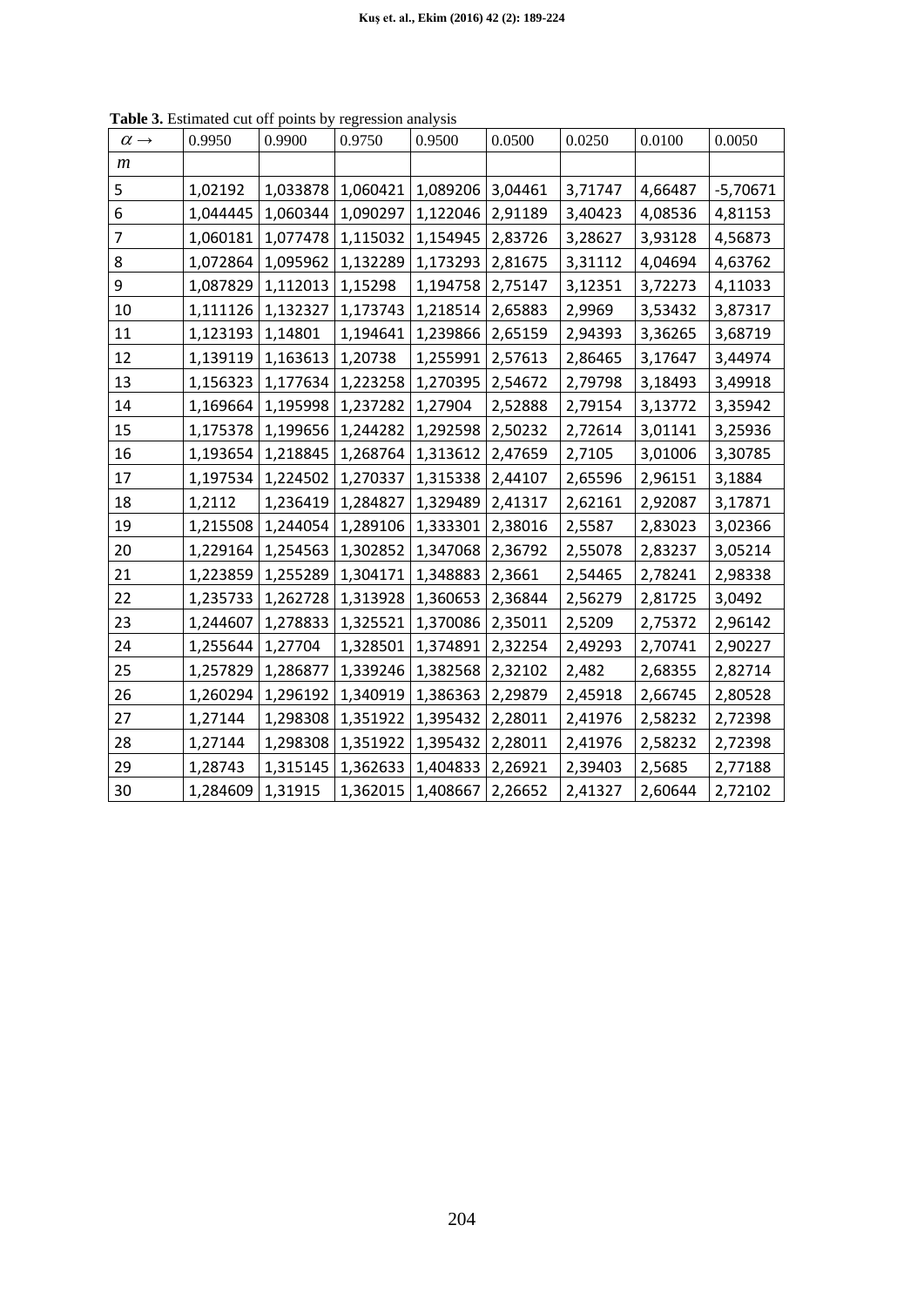**Table 3.** Estimated cut off points by regression analysis

| $\alpha \rightarrow$ | 0.9950 | 0.9900 | 0.9750 | 0.9500 | 0.0500 | 0.0250 | 0.0100 | 0.0050 |
|---|---|---|---|---|---|---|---|---|
| $m$ | | | | | | | | |
| 5 | 1,02192 | 1,033878 | 1,060421 | 1,089206 | 3,04461 | 3,71747 | 4,66487 | -5,70671 |
| 6 | 1,044445 | 1,060344 | 1,090297 | 1,122046 | 2,91189 | 3,40423 | 4,08536 | 4,81153 |
| 7 | 1,060181 | 1,077478 | 1,115032 | 1,154945 | 2,83726 | 3,28627 | 3,93128 | 4,56873 |
| 8 | 1,072864 | 1,095962 | 1,132289 | 1,173293 | 2,81675 | 3,31112 | 4,04694 | 4,63762 |
| 9 | 1,087829 | 1,112013 | 1,15298 | 1,194758 | 2,75147 | 3,12351 | 3,72273 | 4,11033 |
| 10 | 1,111126 | 1,132327 | 1,173743 | 1,218514 | 2,65883 | 2,9969 | 3,53432 | 3,87317 |
| 11 | 1,123193 | 1,14801 | 1,194641 | 1,239866 | 2,65159 | 2,94393 | 3,36265 | 3,68719 |
| 12 | 1,139119 | 1,163613 | 1,20738 | 1,255991 | 2,57613 | 2,86465 | 3,17647 | 3,44974 |
| 13 | 1,156323 | 1,177634 | 1,223258 | 1,270395 | 2,54672 | 2,79798 | 3,18493 | 3,49918 |
| 14 | 1,169664 | 1,195998 | 1,237282 | 1,27904 | 2,52888 | 2,79154 | 3,13772 | 3,35942 |
| 15 | 1,175378 | 1,199656 | 1,244282 | 1,292598 | 2,50232 | 2,72614 | 3,01141 | 3,25936 |
| 16 | 1,193654 | 1,218845 | 1,268764 | 1,313612 | 2,47659 | 2,7105 | 3,01006 | 3,30785 |
| 17 | 1,197534 | 1,224502 | 1,270337 | 1,315338 | 2,44107 | 2,65596 | 2,96151 | 3,1884 |
| 18 | 1,2112 | 1,236419 | 1,284827 | 1,329489 | 2,41317 | 2,62161 | 2,92087 | 3,17871 |
| 19 | 1,215508 | 1,244054 | 1,289106 | 1,333301 | 2,38016 | 2,5587 | 2,83023 | 3,02366 |
| 20 | 1,229164 | 1,254563 | 1,302852 | 1,347068 | 2,36792 | 2,55078 | 2,83237 | 3,05214 |
| 21 | 1,223859 | 1,255289 | 1,304171 | 1,348883 | 2,3661 | 2,54465 | 2,78241 | 2,98338 |
| 22 | 1,235733 | 1,262728 | 1,313928 | 1,360653 | 2,36844 | 2,56279 | 2,81725 | 3,0492 |
| 23 | 1,244607 | 1,278833 | 1,325521 | 1,370086 | 2,35011 | 2,5209 | 2,75372 | 2,96142 |
| 24 | 1,255644 | 1,27704 | 1,328501 | 1,374891 | 2,32254 | 2,49293 | 2,70741 | 2,90227 |
| 25 | 1,257829 | 1,286877 | 1,339246 | 1,382568 | 2,32102 | 2,482 | 2,68355 | 2,82714 |
| 26 | 1,260294 | 1,296192 | 1,340919 | 1,386363 | 2,29879 | 2,45918 | 2,66745 | 2,80528 |
| 27 | 1,27144 | 1,298308 | 1,351922 | 1,395432 | 2,28011 | 2,41976 | 2,58232 | 2,72398 |
| 28 | 1,27144 | 1,298308 | 1,351922 | 1,395432 | 2,28011 | 2,41976 | 2,58232 | 2,72398 |
| 29 | 1,28743 | 1,315145 | 1,362633 | 1,404833 | 2,26921 | 2,39403 | 2,5685 | 2,77188 |
| 30 | 1,284609 | 1,31915 | 1,362015 | 1,408667 | 2,26652 | 2,41327 | 2,60644 | 2,72102 |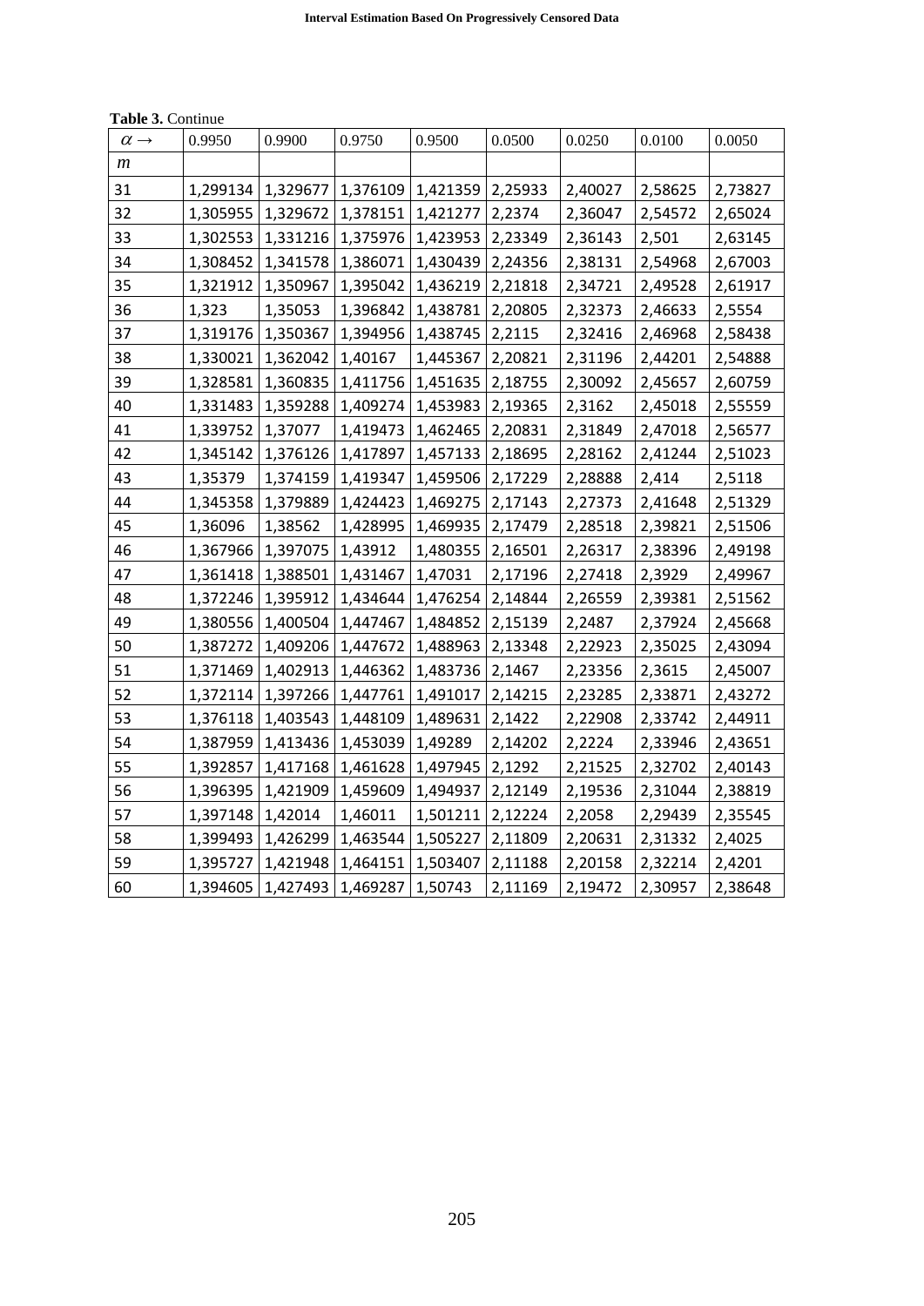**Table 3.** Continue

| $\alpha \rightarrow$ | 0.9950 | 0.9900 | 0.9750 | 0.9500 | 0.0500 | 0.0250 | 0.0100 | 0.0050 |
|---|---|---|---|---|---|---|---|---|
| $m$ | | | | | | | | |
| 31 | 1,299134 | 1,329677 | 1,376109 | 1,421359 | 2,25933 | 2,40027 | 2,58625 | 2,73827 |
| 32 | 1,305955 | 1,329672 | 1,378151 | 1,421277 | 2,2374 | 2,36047 | 2,54572 | 2,65024 |
| 33 | 1,302553 | 1,331216 | 1,375976 | 1,423953 | 2,23349 | 2,36143 | 2,501 | 2,63145 |
| 34 | 1,308452 | 1,341578 | 1,386071 | 1,430439 | 2,24356 | 2,38131 | 2,54968 | 2,67003 |
| 35 | 1,321912 | 1,350967 | 1,395042 | 1,436219 | 2,21818 | 2,34721 | 2,49528 | 2,61917 |
| 36 | 1,323 | 1,35053 | 1,396842 | 1,438781 | 2,20805 | 2,32373 | 2,46633 | 2,5554 |
| 37 | 1,319176 | 1,350367 | 1,394956 | 1,438745 | 2,2115 | 2,32416 | 2,46968 | 2,58438 |
| 38 | 1,330021 | 1,362042 | 1,40167 | 1,445367 | 2,20821 | 2,31196 | 2,44201 | 2,54888 |
| 39 | 1,328581 | 1,360835 | 1,411756 | 1,451635 | 2,18755 | 2,30092 | 2,45657 | 2,60759 |
| 40 | 1,331483 | 1,359288 | 1,409274 | 1,453983 | 2,19365 | 2,3162 | 2,45018 | 2,55559 |
| 41 | 1,339752 | 1,37077 | 1,419473 | 1,462465 | 2,20831 | 2,31849 | 2,47018 | 2,56577 |
| 42 | 1,345142 | 1,376126 | 1,417897 | 1,457133 | 2,18695 | 2,28162 | 2,41244 | 2,51023 |
| 43 | 1,35379 | 1,374159 | 1,419347 | 1,459506 | 2,17229 | 2,28888 | 2,414 | 2,5118 |
| 44 | 1,345358 | 1,379889 | 1,424423 | 1,469275 | 2,17143 | 2,27373 | 2,41648 | 2,51329 |
| 45 | 1,36096 | 1,38562 | 1,428995 | 1,469935 | 2,17479 | 2,28518 | 2,39821 | 2,51506 |
| 46 | 1,367966 | 1,397075 | 1,43912 | 1,480355 | 2,16501 | 2,26317 | 2,38396 | 2,49198 |
| 47 | 1,361418 | 1,388501 | 1,431467 | 1,47031 | 2,17196 | 2,27418 | 2,3929 | 2,49967 |
| 48 | 1,372246 | 1,395912 | 1,434644 | 1,476254 | 2,14844 | 2,26559 | 2,39381 | 2,51562 |
| 49 | 1,380556 | 1,400504 | 1,447467 | 1,484852 | 2,15139 | 2,2487 | 2,37924 | 2,45668 |
| 50 | 1,387272 | 1,409206 | 1,447672 | 1,488963 | 2,13348 | 2,22923 | 2,35025 | 2,43094 |
| 51 | 1,371469 | 1,402913 | 1,446362 | 1,483736 | 2,1467 | 2,23356 | 2,3615 | 2,45007 |
| 52 | 1,372114 | 1,397266 | 1,447761 | 1,491017 | 2,14215 | 2,23285 | 2,33871 | 2,43272 |
| 53 | 1,376118 | 1,403543 | 1,448109 | 1,489631 | 2,1422 | 2,22908 | 2,33742 | 2,44911 |
| 54 | 1,387959 | 1,413436 | 1,453039 | 1,49289 | 2,14202 | 2,2224 | 2,33946 | 2,43651 |
| 55 | 1,392857 | 1,417168 | 1,461628 | 1,497945 | 2,1292 | 2,21525 | 2,32702 | 2,40143 |
| 56 | 1,396395 | 1,421909 | 1,459609 | 1,494937 | 2,12149 | 2,19536 | 2,31044 | 2,38819 |
| 57 | 1,397148 | 1,42014 | 1,46011 | 1,501211 | 2,12224 | 2,2058 | 2,29439 | 2,35545 |
| 58 | 1,399493 | 1,426299 | 1,463544 | 1,505227 | 2,11809 | 2,20631 | 2,31332 | 2,4025 |
| 59 | 1,395727 | 1,421948 | 1,464151 | 1,503407 | 2,11188 | 2,20158 | 2,32214 | 2,4201 |
| 60 | 1,394605 | 1,427493 | 1,469287 | 1,50743 | 2,11169 | 2,19472 | 2,30957 | 2,38648 |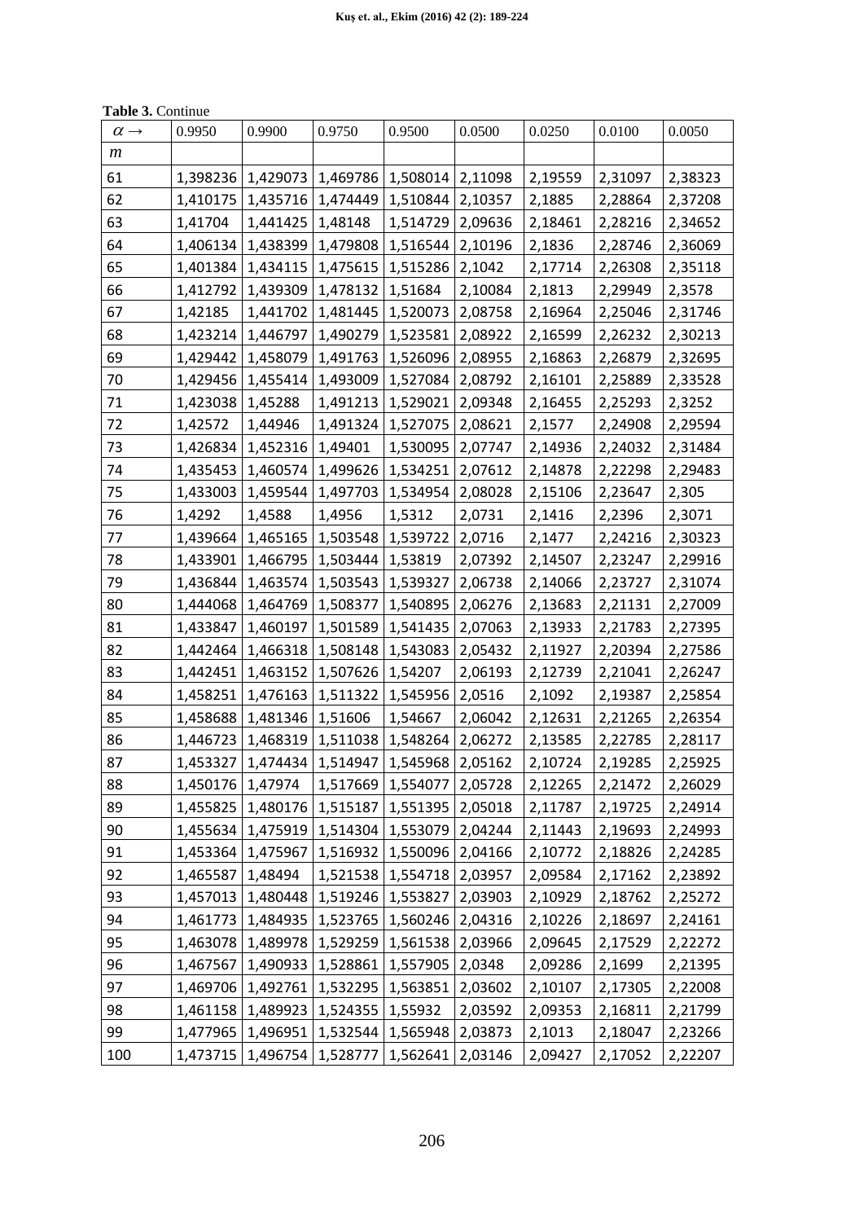**Table 3.** Continue

| $\alpha \rightarrow$ | 0.9950 | 0.9900 | 0.9750 | 0.9500 | 0.0500 | 0.0250 | 0.0100 | 0.0050 |
|---|---|---|---|---|---|---|---|---|
| $m$ | | | | | | | | |
| 61 | 1,398236 | 1,429073 | 1,469786 | 1,508014 | 2,11098 | 2,19559 | 2,31097 | 2,38323 |
| 62 | 1,410175 | 1,435716 | 1,474449 | 1,510844 | 2,10357 | 2,1885 | 2,28864 | 2,37208 |
| 63 | 1,41704 | 1,441425 | 1,48148 | 1,514729 | 2,09636 | 2,18461 | 2,28216 | 2,34652 |
| 64 | 1,406134 | 1,438399 | 1,479808 | 1,516544 | 2,10196 | 2,1836 | 2,28746 | 2,36069 |
| 65 | 1,401384 | 1,434115 | 1,475615 | 1,515286 | 2,1042 | 2,17714 | 2,26308 | 2,35118 |
| 66 | 1,412792 | 1,439309 | 1,478132 | 1,51684 | 2,10084 | 2,1813 | 2,29949 | 2,3578 |
| 67 | 1,42185 | 1,441702 | 1,481445 | 1,520073 | 2,08758 | 2,16964 | 2,25046 | 2,31746 |
| 68 | 1,423214 | 1,446797 | 1,490279 | 1,523581 | 2,08922 | 2,16599 | 2,26232 | 2,30213 |
| 69 | 1,429442 | 1,458079 | 1,491763 | 1,526096 | 2,08955 | 2,16863 | 2,26879 | 2,32695 |
| 70 | 1,429456 | 1,455414 | 1,493009 | 1,527084 | 2,08792 | 2,16101 | 2,25889 | 2,33528 |
| 71 | 1,423038 | 1,45288 | 1,491213 | 1,529021 | 2,09348 | 2,16455 | 2,25293 | 2,3252 |
| 72 | 1,42572 | 1,44946 | 1,491324 | 1,527075 | 2,08621 | 2,1577 | 2,24908 | 2,29594 |
| 73 | 1,426834 | 1,452316 | 1,49401 | 1,530095 | 2,07747 | 2,14936 | 2,24032 | 2,31484 |
| 74 | 1,435453 | 1,460574 | 1,499626 | 1,534251 | 2,07612 | 2,14878 | 2,22298 | 2,29483 |
| 75 | 1,433003 | 1,459544 | 1,497703 | 1,534954 | 2,08028 | 2,15106 | 2,23647 | 2,305 |
| 76 | 1,4292 | 1,4588 | 1,4956 | 1,5312 | 2,0731 | 2,1416 | 2,2396 | 2,3071 |
| 77 | 1,439664 | 1,465165 | 1,503548 | 1,539722 | 2,0716 | 2,1477 | 2,24216 | 2,30323 |
| 78 | 1,433901 | 1,466795 | 1,503444 | 1,53819 | 2,07392 | 2,14507 | 2,23247 | 2,29916 |
| 79 | 1,436844 | 1,463574 | 1,503543 | 1,539327 | 2,06738 | 2,14066 | 2,23727 | 2,31074 |
| 80 | 1,444068 | 1,464769 | 1,508377 | 1,540895 | 2,06276 | 2,13683 | 2,21131 | 2,27009 |
| 81 | 1,433847 | 1,460197 | 1,501589 | 1,541435 | 2,07063 | 2,13933 | 2,21783 | 2,27395 |
| 82 | 1,442464 | 1,466318 | 1,508148 | 1,543083 | 2,05432 | 2,11927 | 2,20394 | 2,27586 |
| 83 | 1,442451 | 1,463152 | 1,507626 | 1,54207 | 2,06193 | 2,12739 | 2,21041 | 2,26247 |
| 84 | 1,458251 | 1,476163 | 1,511322 | 1,545956 | 2,0516 | 2,1092 | 2,19387 | 2,25854 |
| 85 | 1,458688 | 1,481346 | 1,51606 | 1,54667 | 2,06042 | 2,12631 | 2,21265 | 2,26354 |
| 86 | 1,446723 | 1,468319 | 1,511038 | 1,548264 | 2,06272 | 2,13585 | 2,22785 | 2,28117 |
| 87 | 1,453327 | 1,474434 | 1,514947 | 1,545968 | 2,05162 | 2,10724 | 2,19285 | 2,25925 |
| 88 | 1,450176 | 1,47974 | 1,517669 | 1,554077 | 2,05728 | 2,12265 | 2,21472 | 2,26029 |
| 89 | 1,455825 | 1,480176 | 1,515187 | 1,551395 | 2,05018 | 2,11787 | 2,19725 | 2,24914 |
| 90 | 1,455634 | 1,475919 | 1,514304 | 1,553079 | 2,04244 | 2,11443 | 2,19693 | 2,24993 |
| 91 | 1,453364 | 1,475967 | 1,516932 | 1,550096 | 2,04166 | 2,10772 | 2,18826 | 2,24285 |
| 92 | 1,465587 | 1,48494 | 1,521538 | 1,554718 | 2,03957 | 2,09584 | 2,17162 | 2,23892 |
| 93 | 1,457013 | 1,480448 | 1,519246 | 1,553827 | 2,03903 | 2,10929 | 2,18762 | 2,25272 |
| 94 | 1,461773 | 1,484935 | 1,523765 | 1,560246 | 2,04316 | 2,10226 | 2,18697 | 2,24161 |
| 95 | 1,463078 | 1,489978 | 1,529259 | 1,561538 | 2,03966 | 2,09645 | 2,17529 | 2,22272 |
| 96 | 1,467567 | 1,490933 | 1,528861 | 1,557905 | 2,0348 | 2,09286 | 2,1699 | 2,21395 |
| 97 | 1,469706 | 1,492761 | 1,532295 | 1,563851 | 2,03602 | 2,10107 | 2,17305 | 2,22008 |
| 98 | 1,461158 | 1,489923 | 1,524355 | 1,55932 | 2,03592 | 2,09353 | 2,16811 | 2,21799 |
| 99 | 1,477965 | 1,496951 | 1,532544 | 1,565948 | 2,03873 | 2,1013 | 2,18047 | 2,23266 |
| 100 | 1,473715 | 1,496754 | 1,528777 | 1,562641 | 2,03146 | 2,09427 | 2,17052 | 2,22207 |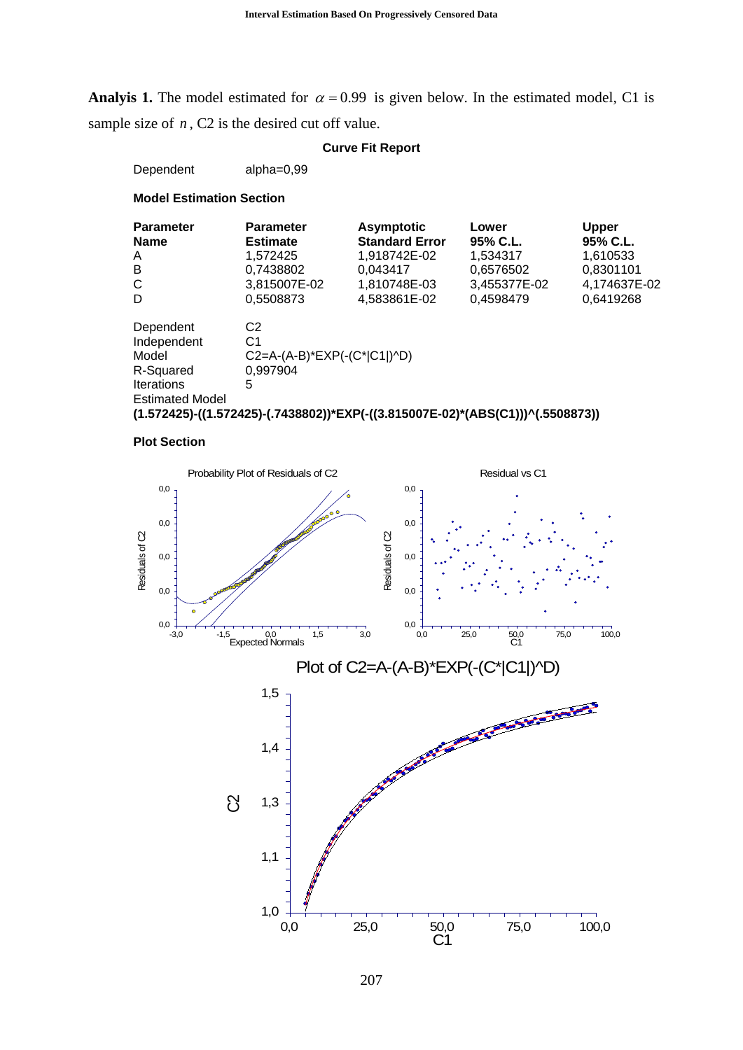**Analyis 1.** The model estimated for $\alpha = 0.99$ is given below. In the estimated model, C1 is sample size of $n$, C2 is the desired cut off value.

**Curve Fit Report**

Dependent alpha=0,99

**Model Estimation Section**

| Parameter Name | Parameter Estimate | Asymptotic Standard Error | Lower 95% C.L. | Upper 95% C.L. |
|---|---|---|---|---|
| A | 1,572425 | 1,918742E-02 | 1,534317 | 1,610533 |
| B | 0,7438802 | 0,043417 | 0,6576502 | 0,8301101 |
| C | 3,815007E-02 | 1,810748E-03 | 3,455377E-02 | 4,174637E-02 |
| D | 0,5508873 | 4,583861E-02 | 0,4598479 | 0,6419268 |

Dependent C2
Independent C1
Model C2=A-(A-B)*EXP(-(C*|C1|)^D)
R-Squared 0,997904
Iterations 5
Estimated Model
**(1.572425)-((1.572425)-(.7438802))*EXP(-((3.815007E-02)*(ABS(C1)))^(.5508873))**

**Plot Section**

Probability Plot of Residuals of C2

Residual vs C1

Plot of C2=A-(A-B)*EXP(-(C*|C1|)^D)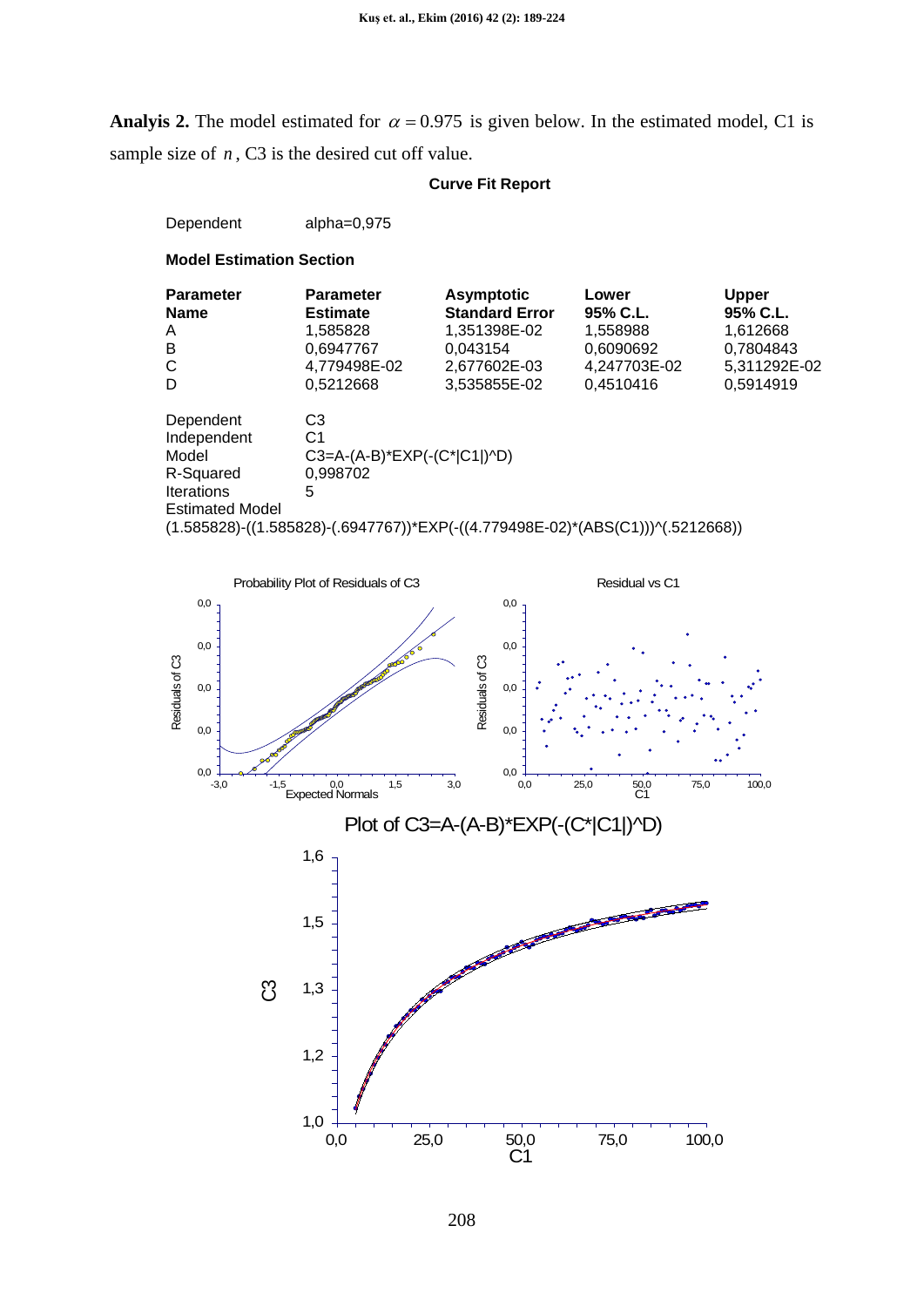**Analyis 2.** The model estimated for $\alpha = 0.975$ is given below. In the estimated model, C1 is sample size of $n$, C3 is the desired cut off value.

**Curve Fit Report**

Dependent alpha=0,975

**Model Estimation Section**

| Parameter Name | Parameter Estimate | Asymptotic Standard Error | Lower 95% C.L. | Upper 95% C.L. |
|---|---|---|---|---|
| A | 1,585828 | 1,351398E-02 | 1,558988 | 1,612668 |
| B | 0,6947767 | 0,043154 | 0,6090692 | 0,7804843 |
| C | 4,779498E-02 | 2,677602E-03 | 4,247703E-02 | 5,311292E-02 |
| D | 0,5212668 | 3,535855E-02 | 0,4510416 | 0,5914919 |

| | |
|---|---|
| Dependent | C3 |
| Independent | C1 |
| Model | C3=A-(A-B)*EXP(-(C*\|C1\|)^D) |
| R-Squared | 0,998702 |
| Iterations | 5 |

Estimated Model

(1.585828)-((1.585828)-(.6947767))*EXP(-((4.779498E-02)*(ABS(C1)))^(.5212668))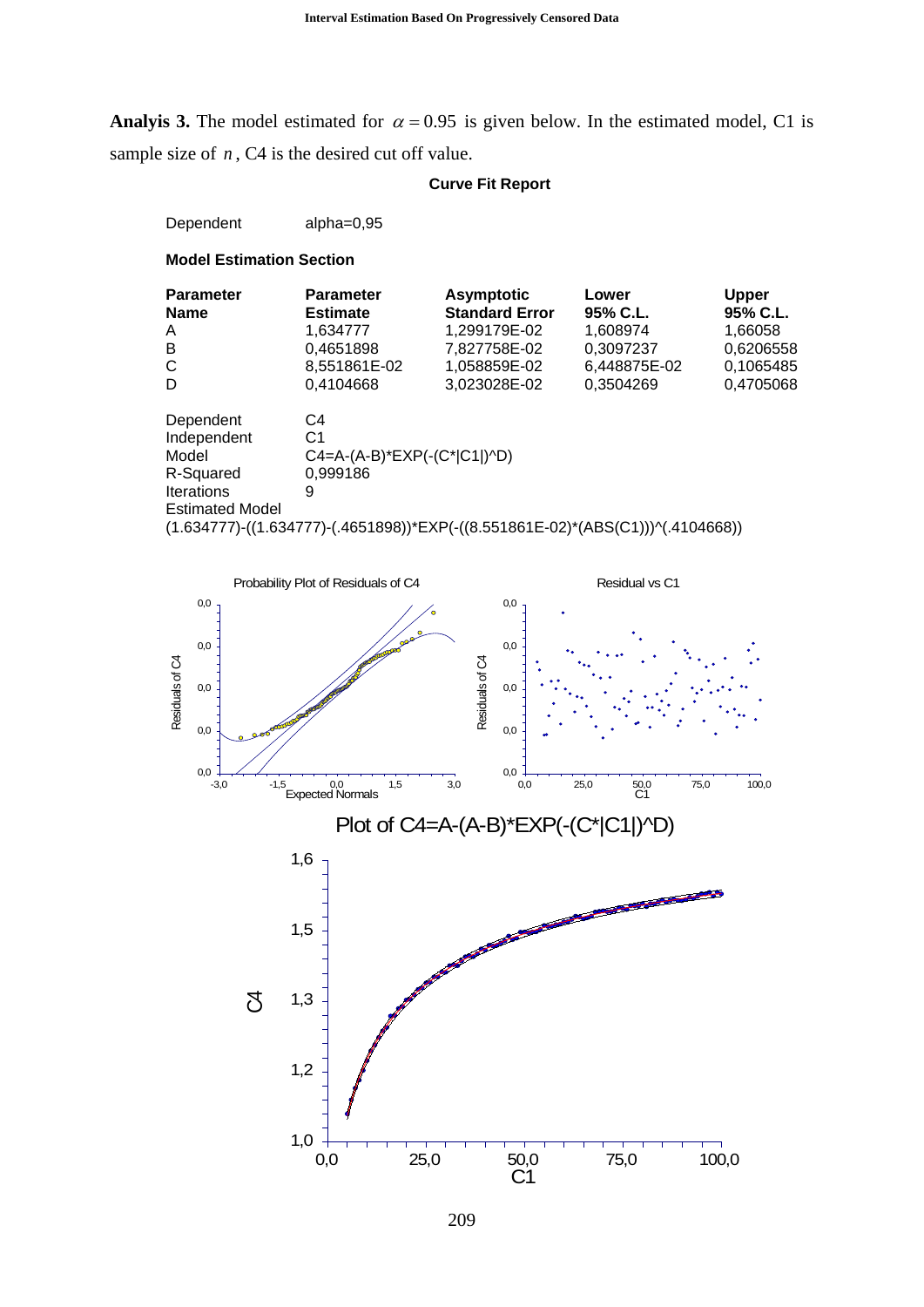**Analyis 3.** The model estimated for $\alpha = 0.95$ is given below. In the estimated model, C1 is sample size of $n$, C4 is the desired cut off value.

**Curve Fit Report**

Dependent alpha=0,95

**Model Estimation Section**

| Parameter Name | Parameter Estimate | Asymptotic Standard Error | Lower 95% C.L. | Upper 95% C.L. |
|---|---|---|---|---|
| A | 1,634777 | 1,299179E-02 | 1,608974 | 1,66058 |
| B | 0,4651898 | 7,827758E-02 | 0,3097237 | 0,6206558 |
| C | 8,551861E-02 | 1,058859E-02 | 6,448875E-02 | 0,1065485 |
| D | 0,4104668 | 3,023028E-02 | 0,3504269 | 0,4705068 |

Dependent C4
Independent C1
Model C4=A-(A-B)*EXP(-(C*|C1|)^D)
R-Squared 0,999186
Iterations 9
Estimated Model
(1.634777)-((1.634777)-(.4651898))*EXP(-((8.551861E-02)*(ABS(C1)))^(.4104668))

Probability Plot of Residuals of C4

Residual vs C1

Plot of C4=A-(A-B)*EXP(-(C*|C1|)^D)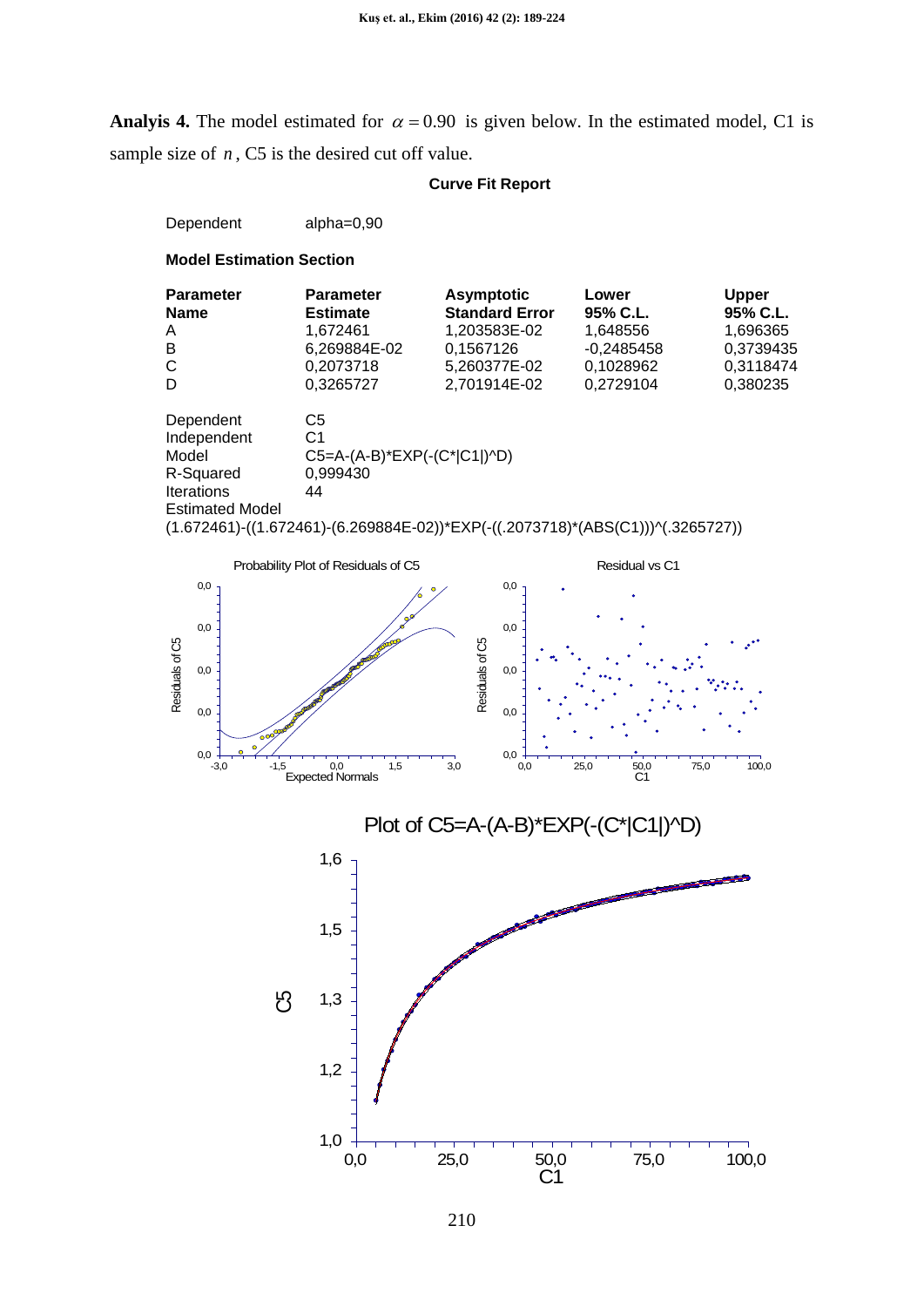**Analyis 4.** The model estimated for $\alpha = 0.90$ is given below. In the estimated model, C1 is sample size of $n$, C5 is the desired cut off value.

**Curve Fit Report**

Dependent alpha=0,90

**Model Estimation Section**

| Parameter Name | Parameter Estimate | Asymptotic Standard Error | Lower 95% C.L. | Upper 95% C.L. |
|---|---|---|---|---|
| A | 1,672461 | 1,203583E-02 | 1,648556 | 1,696365 |
| B | 6,269884E-02 | 0,1567126 | -0,2485458 | 0,3739435 |
| C | 0,2073718 | 5,260377E-02 | 0,1028962 | 0,3118474 |
| D | 0,3265727 | 2,701914E-02 | 0,2729104 | 0,380235 |

Dependent C5
Independent C1
Model C5=A-(A-B)*EXP(-(C*|C1|)^D)
R-Squared 0,999430
Iterations 44
Estimated Model
(1.672461)-((1.672461)-(6.269884E-02))*EXP(-((.2073718)*(ABS(C1)))^(.3265727))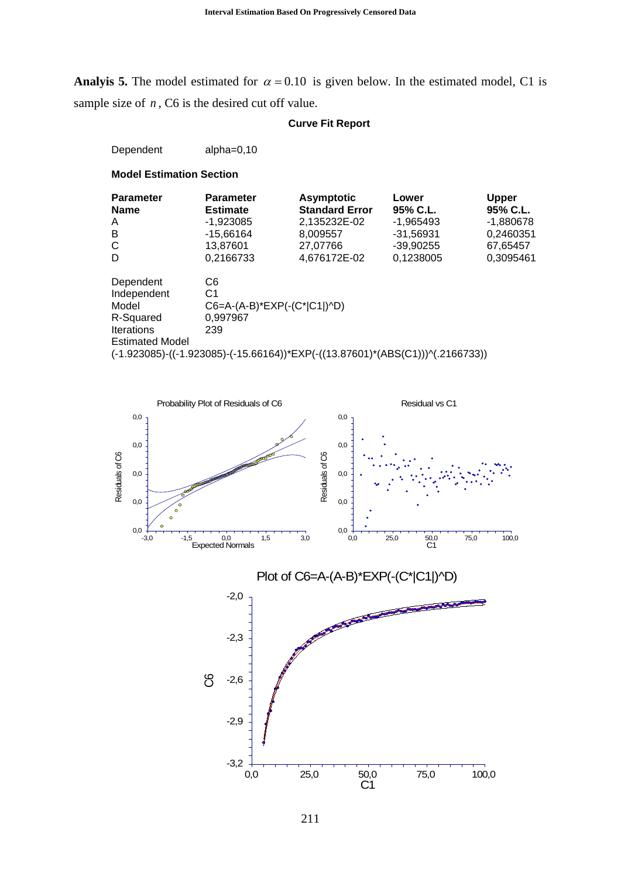**Analyis 5.** The model estimated for $\alpha = 0.10$ is given below. In the estimated model, C1 is sample size of $n$, C6 is the desired cut off value.

**Curve Fit Report**

Dependent alpha=0,10

**Model Estimation Section**

| Parameter Name | Parameter Estimate | Asymptotic Standard Error | Lower 95% C.L. | Upper 95% C.L. |
|---|---|---|---|---|
| A | -1,923085 | 2,135232E-02 | -1,965493 | -1,880678 |
| B | -15,66164 | 8,009557 | -31,56931 | 0,2460351 |
| C | 13,87601 | 27,07766 | -39,90255 | 67,65457 |
| D | 0,2166733 | 4,676172E-02 | 0,1238005 | 0,3095461 |

Dependent C6
Independent C1
Model C6=A-(A-B)*EXP(-(C*|C1|)^D)
R-Squared 0,997967
Iterations 239
Estimated Model
(-1.923085)-((-1.923085)-(-15.66164))*EXP(-((13.87601)*(ABS(C1)))^(.2166733))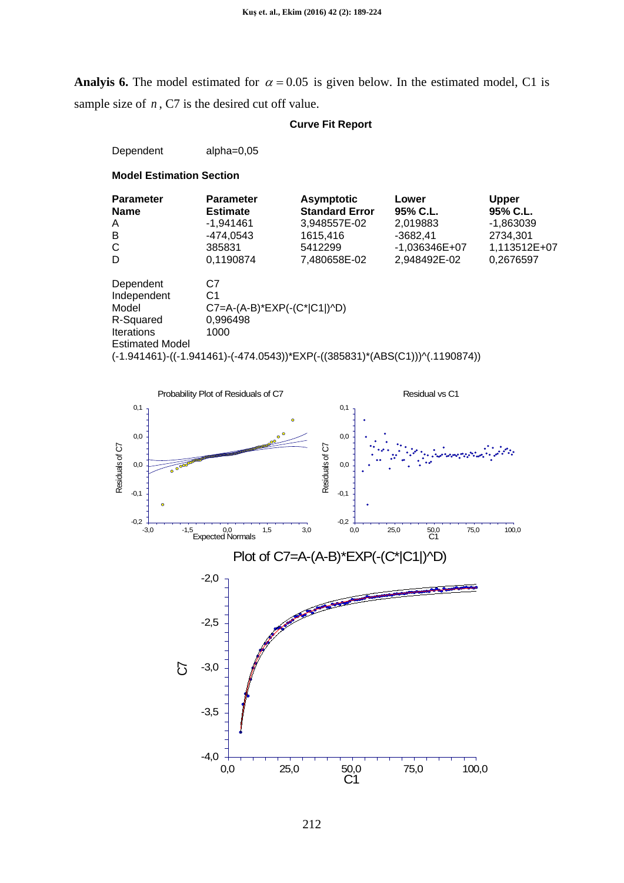**Analyis 6.** The model estimated for $\alpha = 0.05$ is given below. In the estimated model, C1 is sample size of $n$, C7 is the desired cut off value.

**Curve Fit Report**

Dependent alpha=0,05

**Model Estimation Section**

| Parameter Name | Parameter Estimate | Asymptotic Standard Error | Lower 95% C.L. | Upper 95% C.L. |
|---|---|---|---|---|
| A | -1,941461 | 3,948557E-02 | 2,019883 | -1,863039 |
| B | -474,0543 | 1615,416 | -3682,41 | 2734,301 |
| C | 385831 | 5412299 | -1,036346E+07 | 1,113512E+07 |
| D | 0,1190874 | 7,480658E-02 | 2,948492E-02 | 0,2676597 |

| | |
|---|---|
| Dependent | C7 |
| Independent | C1 |
| Model | C7=A-(A-B)*EXP(-(C*\|C1\|)^D) |
| R-Squared | 0,996498 |
| Iterations | 1000 |

Estimated Model

(-1.941461)-((-1.941461)-(-474.0543))*EXP(-((385831)*(ABS(C1)))^(.1190874))

Probability Plot of Residuals of C7

Residual vs C1

Plot of C7=A-(A-B)*EXP(-(C*|C1|)^D)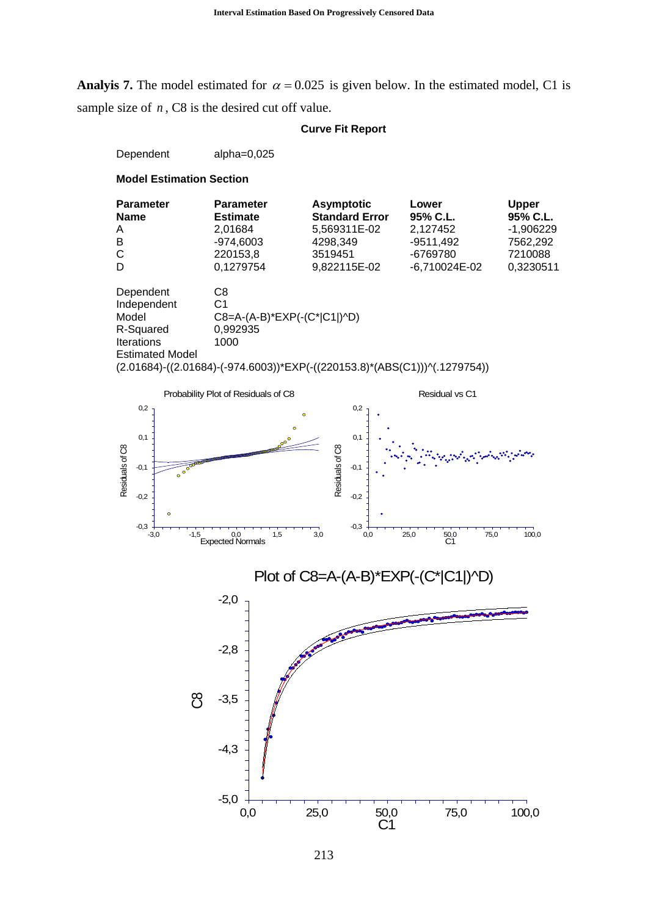**Analyis 7.** The model estimated for $\alpha = 0.025$ is given below. In the estimated model, C1 is sample size of $n$, C8 is the desired cut off value.

**Curve Fit Report**

Dependent alpha=0,025

**Model Estimation Section**

| Parameter Name | Parameter Estimate | Asymptotic Standard Error | Lower 95% C.L. | Upper 95% C.L. |
|---|---|---|---|---|
| A | 2,01684 | 5,569311E-02 | 2,127452 | -1,906229 |
| B | -974,6003 | 4298,349 | -9511,492 | 7562,292 |
| C | 220153,8 | 3519451 | -6769780 | 7210088 |
| D | 0,1279754 | 9,822115E-02 | -6,710024E-02 | 0,3230511 |

Dependent C8
Independent C1
Model C8=A-(A-B)*EXP(-(C*|C1|)^D)
R-Squared 0,992935
Iterations 1000
Estimated Model
(2.01684)-((2.01684)-(-974.6003))*EXP(-((220153.8)*(ABS(C1)))^(.1279754))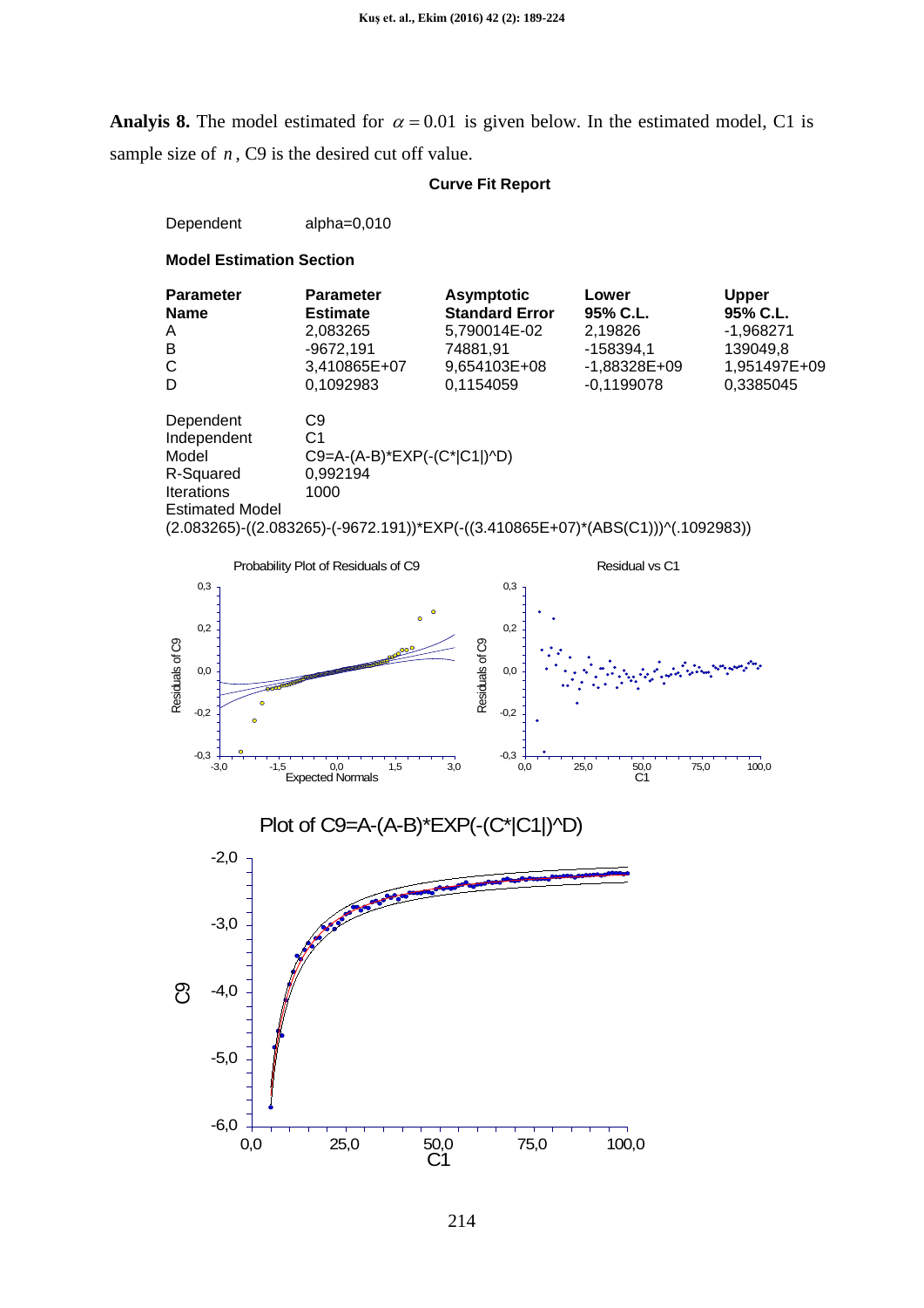**Analyis 8.** The model estimated for $\alpha = 0.01$ is given below. In the estimated model, C1 is sample size of $n$, C9 is the desired cut off value.

**Curve Fit Report**

Dependent alpha=0,010

**Model Estimation Section**

| Parameter Name | Parameter Estimate | Asymptotic Standard Error | Lower 95% C.L. | Upper 95% C.L. |
|---|---|---|---|---|
| A | 2,083265 | 5,790014E-02 | 2,19826 | -1,968271 |
| B | -9672,191 | 74881,91 | -158394,1 | 139049,8 |
| C | 3,410865E+07 | 9,654103E+08 | -1,88328E+09 | 1,951497E+09 |
| D | 0,1092983 | 0,1154059 | -0,1199078 | 0,3385045 |

Dependent C9
Independent C1
Model C9=A-(A-B)*EXP(-(C*|C1|)^D)
R-Squared 0,992194
Iterations 1000
Estimated Model
(2.083265)-((2.083265)-(-9672.191))*EXP(-((3.410865E+07)*(ABS(C1)))^(.1092983))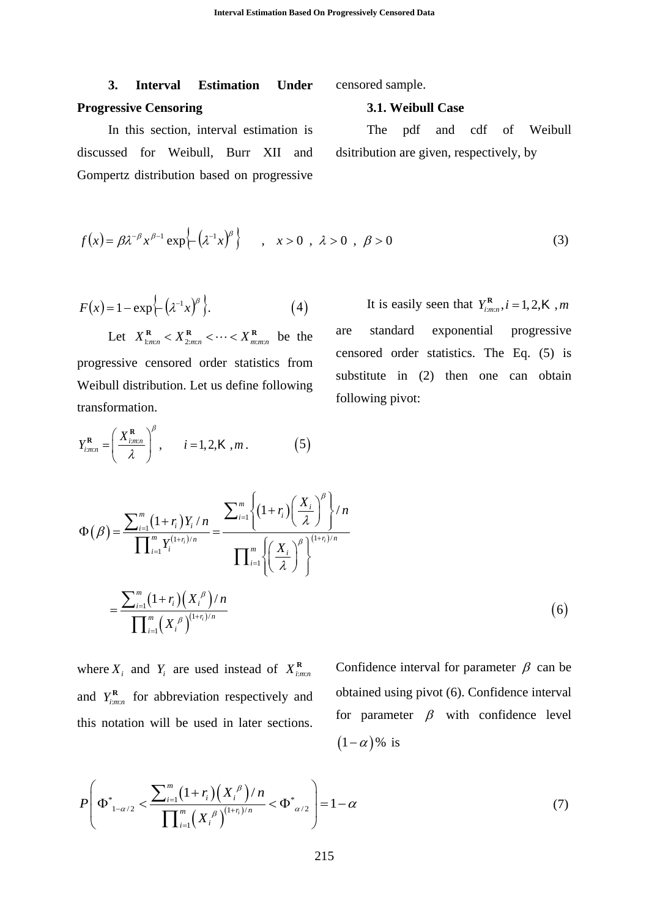## 3. Interval Estimation Under Progressive Censoring

In this section, interval estimation is discussed for Weibull, Burr XII and Gompertz distribution based on progressive censored sample.

### 3.1. Weibull Case

The pdf and cdf of Weibull dsitribution are given, respectively, by

$$f(x) = \beta\lambda^{-\beta}x^{\beta-1}\exp\left\{-\left(\lambda^{-1}x\right)^{\beta}\right\} \quad , \quad x>0 \ , \ \lambda>0 \ , \ \beta>0 \tag{3}$$

$$F(x) = 1-\exp\left\{-\left(\lambda^{-1}x\right)^{\beta}\right\}. \tag{4}$$

Let $X^{\mathbf{R}}_{1:m:n} < X^{\mathbf{R}}_{2:m:n} < \cdots < X^{\mathbf{R}}_{m:m:n}$ be the progressive censored order statistics from Weibull distribution. Let us define following transformation.

$$Y^{\mathbf{R}}_{i:m:n} = \left(\frac{X^{\mathbf{R}}_{i:m:n}}{\lambda}\right)^{\beta}, \qquad i=1,2,\ldots,m. \tag{5}$$

It is easily seen that $Y^{\mathbf{R}}_{i:m:n}, i=1,2,\ldots,m$ are standard exponential progressive censored order statistics. The Eq. (5) is substitute in (2) then one can obtain following pivot:

$$\Phi(\beta) = \frac{\sum_{i=1}^{m}(1+r_i)Y_i/n}{\prod_{i=1}^{m}Y_i^{(1+r_i)/n}} = \frac{\sum_{i=1}^{m}\left\{(1+r_i)\left(\frac{X_i}{\lambda}\right)^{\beta}\right\}/n}{\prod_{i=1}^{m}\left\{\left(\frac{X_i}{\lambda}\right)^{\beta}\right\}^{(1+r_i)/n}}$$

$$= \frac{\sum_{i=1}^{m}(1+r_i)\left(X_i^{\beta}\right)/n}{\prod_{i=1}^{m}\left(X_i^{\beta}\right)^{(1+r_i)/n}} \tag{6}$$

where $X_i$ and $Y_i$ are used instead of $X^{\mathbf{R}}_{i:m:n}$ and $Y^{\mathbf{R}}_{i:m:n}$ for abbreviation respectively and this notation will be used in later sections.

Confidence interval for parameter $\beta$ can be obtained using pivot (6). Confidence interval for parameter $\beta$ with confidence level $(1-\alpha)\%$ is

$$P\left(\Phi^{*}_{1-\alpha/2} < \frac{\sum_{i=1}^{m}(1+r_i)\left(X_i^{\beta}\right)/n}{\prod_{i=1}^{m}\left(X_i^{\beta}\right)^{(1+r_i)/n}} < \Phi^{*}_{\alpha/2}\right) = 1-\alpha \tag{7}$$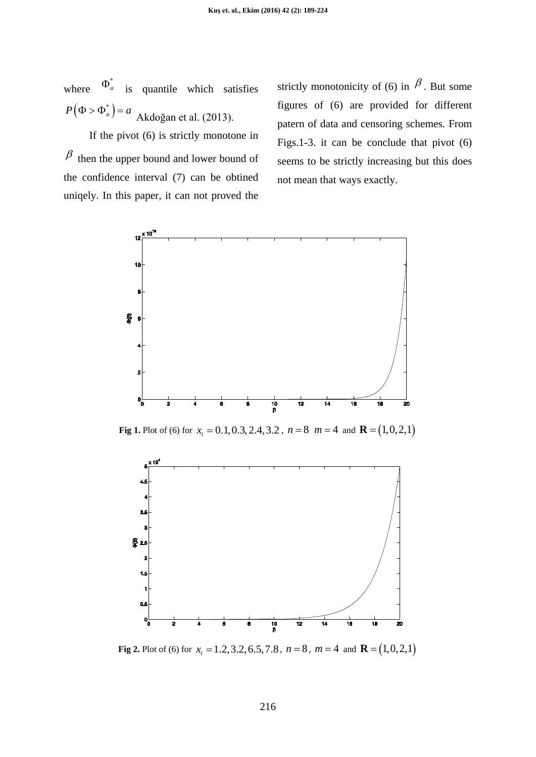where $\Phi_a^*$ is quantile which satisfies $P\left(\Phi > \Phi_a^*\right) = a$ Akdoğan et al. (2013).

If the pivot (6) is strictly monotone in $\beta$ then the upper bound and lower bound of the confidence interval (7) can be obtined uniqely. In this paper, it can not proved the strictly monotonicity of (6) in $\beta$. But some figures of (6) are provided for different patern of data and censoring schemes. From Figs.1-3. it can be conclude that pivot (6) seems to be strictly increasing but this does not mean that ways exactly.

**Fig 1.** Plot of (6) for $x_i = 0.1, 0.3, 2.4, 3.2$, $n = 8$ $m = 4$ and $\mathbf{R} = (1,0,2,1)$

**Fig 2.** Plot of (6) for $x_i = 1.2, 3.2, 6.5, 7.8$, $n = 8$, $m = 4$ and $\mathbf{R} = (1,0,2,1)$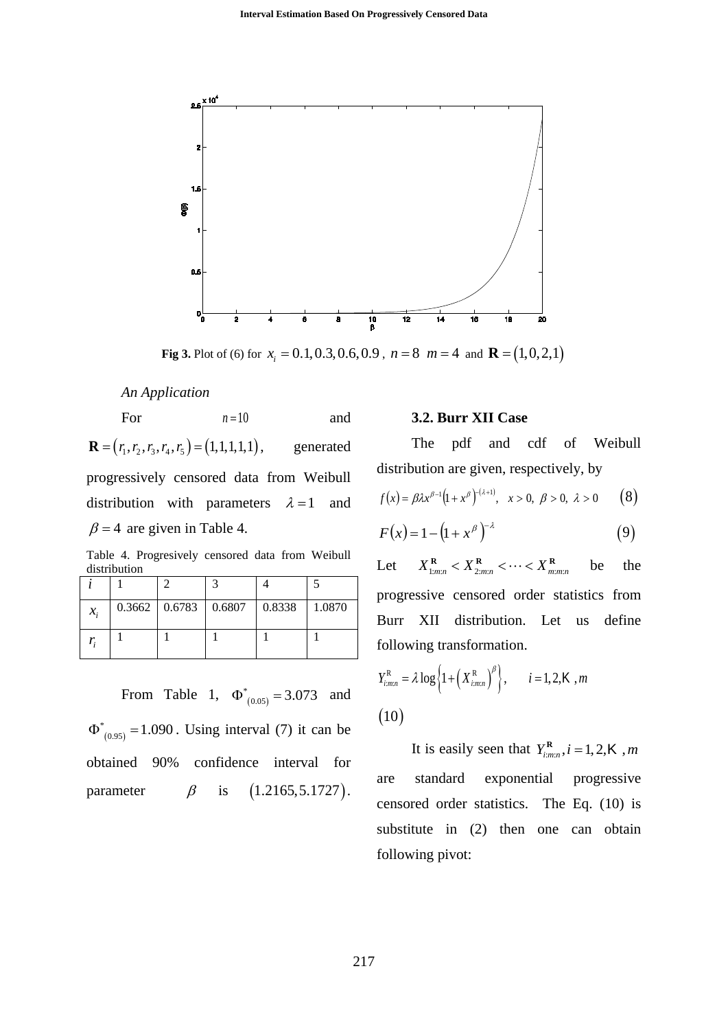**Fig 3.** Plot of (6) for $x_i = 0.1, 0.3, 0.6, 0.9$ , $n = 8$ $m = 4$ and $\mathbf{R} = (1,0,2,1)$

*An Application*

For $n = 10$ and $\mathbf{R} = (r_1, r_2, r_3, r_4, r_5) = (1,1,1,1,1)$, generated progressively censored data from Weibull distribution with parameters $\lambda = 1$ and $\beta = 4$ are given in Table 4.

Table 4. Progresively censored data from Weibull distribution

| $i$ | 1 | 2 | 3 | 4 | 5 |
|---|---|---|---|---|---|
| $x_i$ | 0.3662 | 0.6783 | 0.6807 | 0.8338 | 1.0870 |
| $r_i$ | 1 | 1 | 1 | 1 | 1 |

From Table 1, $\Phi^*_{(0.05)} = 3.073$ and $\Phi^*_{(0.95)} = 1.090$. Using interval (7) it can be obtained 90% confidence interval for parameter $\beta$ is $(1.2165, 5.1727)$.

### 3.2. Burr XII Case

The pdf and cdf of Weibull distribution are given, respectively, by

$$f(x) = \beta\lambda x^{\beta-1}\left(1 + x^{\beta}\right)^{-(\lambda+1)}, \quad x > 0,\ \beta > 0,\ \lambda > 0 \qquad (8)$$

$$F(x) = 1 - \left(1 + x^{\beta}\right)^{-\lambda} \qquad (9)$$

Let $X^{\mathbf{R}}_{1:m:n} < X^{\mathbf{R}}_{2:m:n} < \cdots < X^{\mathbf{R}}_{m:m:n}$ be the progressive censored order statistics from Burr XII distribution. Let us define following transformation.

$$Y^{\mathrm{R}}_{i:m:n} = \lambda \log\left\{1 + \left(X^{\mathrm{R}}_{i:m:n}\right)^{\beta}\right\}, \qquad i = 1,2,\ldots,m \qquad (10)$$

It is easily seen that $Y^{\mathbf{R}}_{i:m:n}, i = 1,2,\ldots,m$ are standard exponential progressive censored order statistics. The Eq. (10) is substitute in (2) then one can obtain following pivot: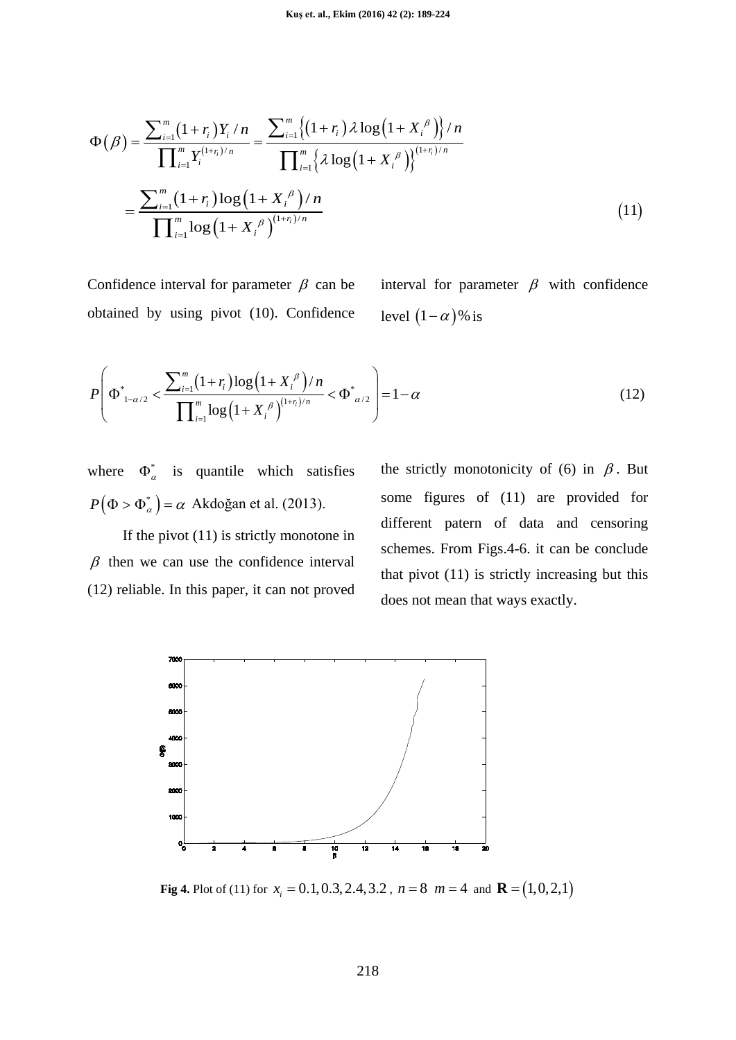$$\Phi(\beta) = \frac{\sum_{i=1}^{m}(1+r_i)Y_i / n}{\prod_{i=1}^{m} Y_i^{(1+r_i)/n}} = \frac{\sum_{i=1}^{m}\left\{(1+r_i)\lambda \log\left(1+X_i^{\beta}\right)\right\}/n}{\prod_{i=1}^{m}\left\{\lambda \log\left(1+X_i^{\beta}\right)\right\}^{(1+r_i)/n}}$$

$$= \frac{\sum_{i=1}^{m}(1+r_i)\log\left(1+X_i^{\beta}\right)/n}{\prod_{i=1}^{m}\log\left(1+X_i^{\beta}\right)^{(1+r_i)/n}} \quad (11)$$

Confidence interval for parameter $\beta$ can be obtained by using pivot (10). Confidence interval for parameter $\beta$ with confidence level $(1-\alpha)\%$ is

$$P\left(\Phi^{*}_{1-\alpha/2} < \frac{\sum_{i=1}^{m}(1+r_i)\log\left(1+X_i^{\beta}\right)/n}{\prod_{i=1}^{m}\log\left(1+X_i^{\beta}\right)^{(1+r_i)/n}} < \Phi^{*}_{\alpha/2}\right) = 1-\alpha \quad (12)$$

where $\Phi^{*}_{\alpha}$ is quantile which satisfies $P\left(\Phi > \Phi^{*}_{\alpha}\right) = \alpha$ Akdoğan et al. (2013).

If the pivot (11) is strictly monotone in $\beta$ then we can use the confidence interval (12) reliable. In this paper, it can not proved the strictly monotonicity of (6) in $\beta$. But some figures of (11) are provided for different patern of data and censoring schemes. From Figs.4-6. it can be conclude that pivot (11) is strictly increasing but this does not mean that ways exactly.

**Fig 4.** Plot of (11) for $x_i = 0.1, 0.3, 2.4, 3.2$ , $n = 8$ $m = 4$ and $\mathbf{R} = (1,0,2,1)$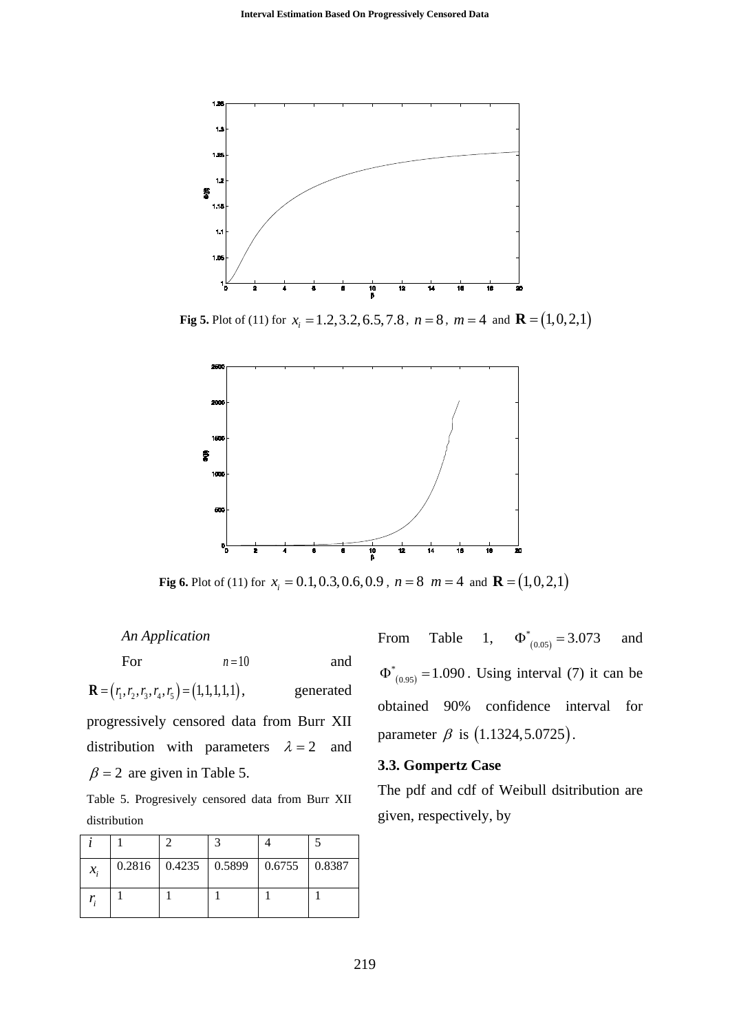**Fig 5.** Plot of (11) for $x_i = 1.2, 3.2, 6.5, 7.8$, $n = 8$, $m = 4$ and $\mathbf{R} = (1,0,2,1)$

**Fig 6.** Plot of (11) for $x_i = 0.1, 0.3, 0.6, 0.9$, $n = 8$ $m = 4$ and $\mathbf{R} = (1,0,2,1)$

*An Application*

For $n=10$ and $\mathbf{R} = (r_1, r_2, r_3, r_4, r_5) = (1,1,1,1,1)$, generated progressively censored data from Burr XII distribution with parameters $\lambda = 2$ and $\beta = 2$ are given in Table 5.

Table 5. Progresively censored data from Burr XII distribution

| $i$ | 1 | 2 | 3 | 4 | 5 |
|---|---|---|---|---|---|
| $x_i$ | 0.2816 | 0.4235 | 0.5899 | 0.6755 | 0.8387 |
| $r_i$ | 1 | 1 | 1 | 1 | 1 |

From Table 1, $\Phi^*_{(0.05)} = 3.073$ and $\Phi^*_{(0.95)} = 1.090$. Using interval (7) it can be obtained 90% confidence interval for parameter $\beta$ is $(1.1324, 5.0725)$.

### 3.3. Gompertz Case

The pdf and cdf of Weibull dsitribution are given, respectively, by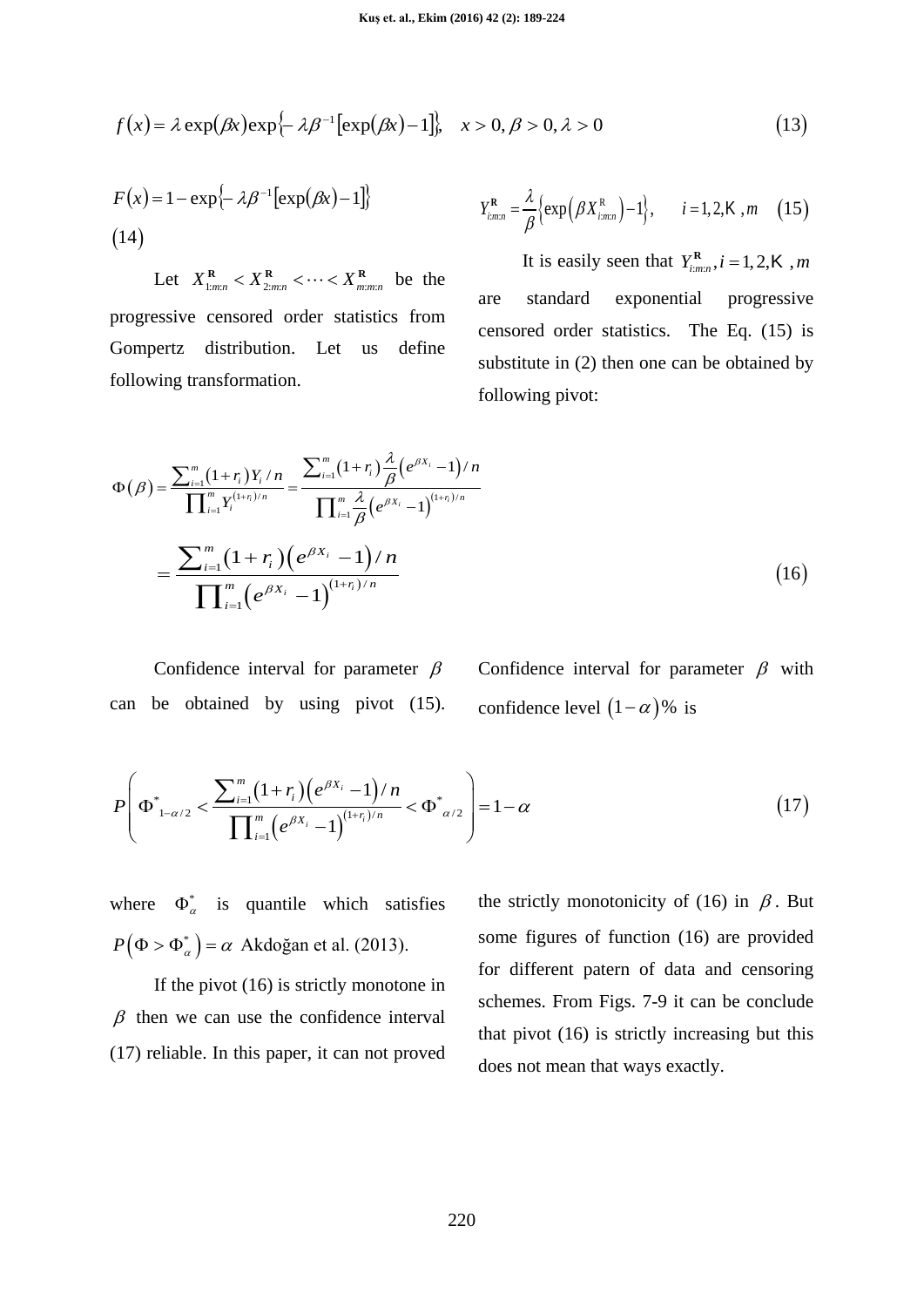$$f(x) = \lambda \exp(\beta x) \exp\{-\lambda \beta^{-1}[\exp(\beta x) - 1]\}, \quad x > 0, \beta > 0, \lambda > 0 \tag{13}$$

$$F(x) = 1 - \exp\{-\lambda \beta^{-1}[\exp(\beta x) - 1]\} \tag{14}$$

Let $X^{\mathbf{R}}_{1:m:n} < X^{\mathbf{R}}_{2:m:n} < \cdots < X^{\mathbf{R}}_{m:m:n}$ be the progressive censored order statistics from Gompertz distribution. Let us define following transformation.

$$Y^{\mathbf{R}}_{i:m:n} = \frac{\lambda}{\beta}\left\{\exp\left(\beta X^{\mathrm{R}}_{i:m:n}\right) - 1\right\}, \quad i = 1, 2, \ldots, m \tag{15}$$

It is easily seen that $Y^{\mathbf{R}}_{i:m:n}, i = 1, 2, \ldots, m$ are standard exponential progressive censored order statistics. The Eq. (15) is substitute in (2) then one can be obtained by following pivot:

$$\Phi(\beta) = \frac{\sum_{i=1}^{m}(1+r_i)Y_i / n}{\prod_{i=1}^{m} Y_i^{(1+r_i)/n}} = \frac{\sum_{i=1}^{m}(1+r_i)\frac{\lambda}{\beta}\left(e^{\beta X_i} - 1\right)/n}{\prod_{i=1}^{m}\frac{\lambda}{\beta}\left(e^{\beta X_i} - 1\right)^{(1+r_i)/n}}$$

$$= \frac{\sum_{i=1}^{m}(1+r_i)\left(e^{\beta X_i} - 1\right)/n}{\prod_{i=1}^{m}\left(e^{\beta X_i} - 1\right)^{(1+r_i)/n}} \tag{16}$$

Confidence interval for parameter $\beta$ can be obtained by using pivot (15). Confidence interval for parameter $\beta$ with confidence level $(1-\alpha)\%$ is

$$P\left(\Phi^*_{1-\alpha/2} < \frac{\sum_{i=1}^{m}(1+r_i)\left(e^{\beta X_i} - 1\right)/n}{\prod_{i=1}^{m}\left(e^{\beta X_i} - 1\right)^{(1+r_i)/n}} < \Phi^*_{\alpha/2}\right) = 1 - \alpha \tag{17}$$

where $\Phi^*_\alpha$ is quantile which satisfies $P\left(\Phi > \Phi^*_\alpha\right) = \alpha$ Akdoğan et al. (2013).

If the pivot (16) is strictly monotone in $\beta$ then we can use the confidence interval (17) reliable. In this paper, it can not proved the strictly monotonicity of (16) in $\beta$. But some figures of function (16) are provided for different patern of data and censoring schemes. From Figs. 7-9 it can be conclude that pivot (16) is strictly increasing but this does not mean that ways exactly.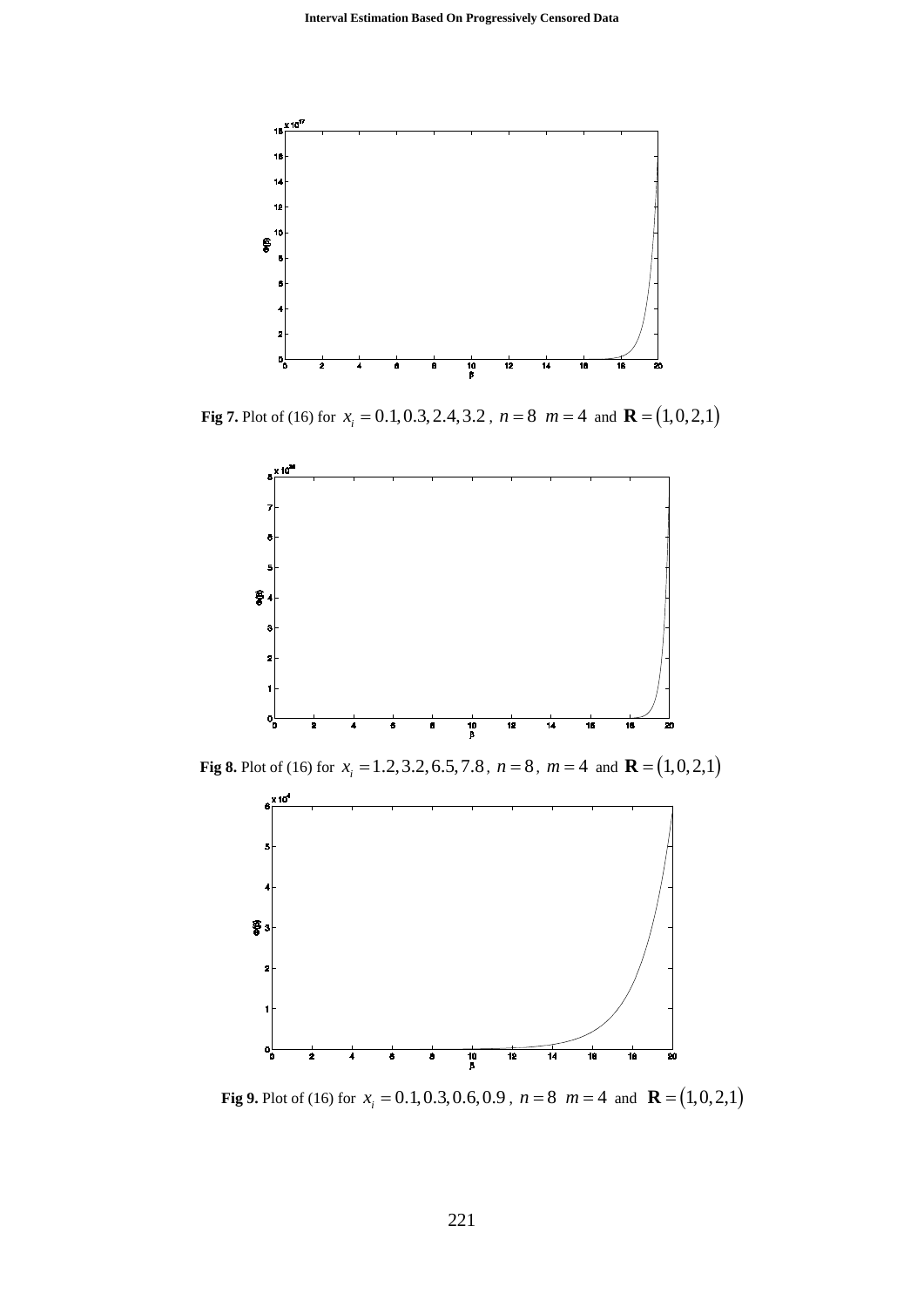**Fig 7.** Plot of (16) for $x_i = 0.1, 0.3, 2.4, 3.2$ , $n = 8$ $m = 4$ and $\mathbf{R} = (1,0,2,1)$

**Fig 8.** Plot of (16) for $x_i = 1.2, 3.2, 6.5, 7.8$ , $n = 8$ , $m = 4$ and $\mathbf{R} = (1,0,2,1)$

**Fig 9.** Plot of (16) for $x_i = 0.1, 0.3, 0.6, 0.9$ , $n = 8$ $m = 4$ and $\mathbf{R} = (1,0,2,1)$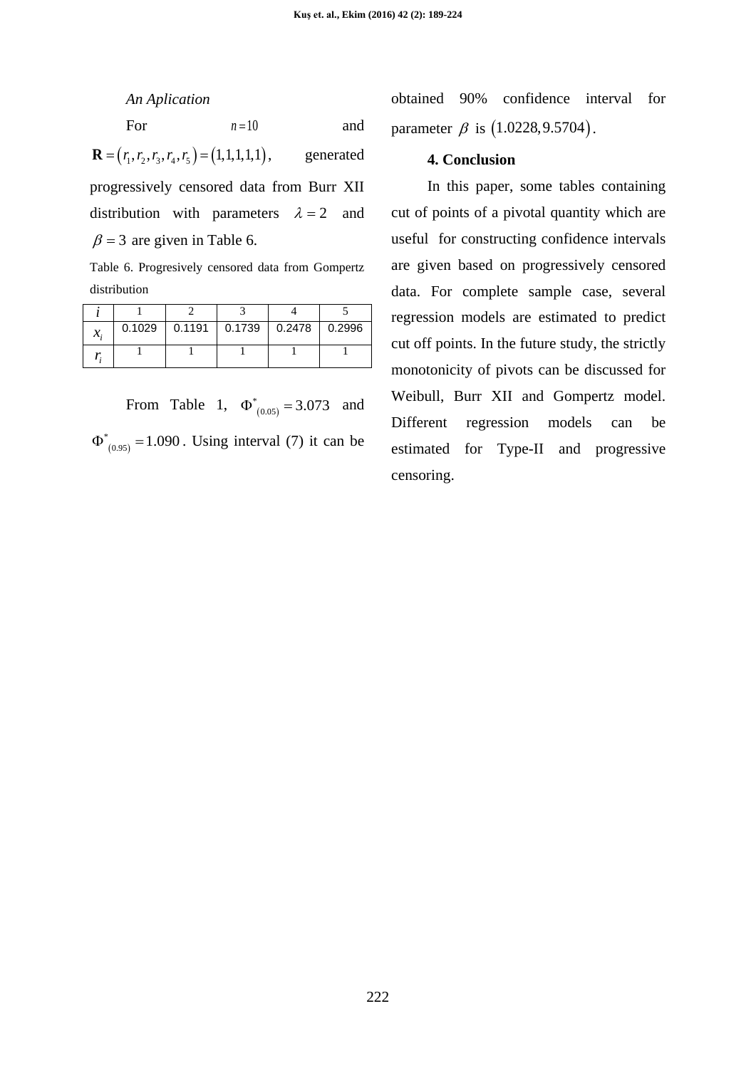*An Aplication*

For $n=10$ and $\mathbf{R}=(r_1,r_2,r_3,r_4,r_5)=(1,1,1,1,1)$, generated progressively censored data from Burr XII distribution with parameters $\lambda=2$ and $\beta=3$ are given in Table 6.

Table 6. Progresively censored data from Gompertz distribution

| $i$ | 1 | 2 | 3 | 4 | 5 |
|---|---|---|---|---|---|
| $x_i$ | 0.1029 | 0.1191 | 0.1739 | 0.2478 | 0.2996 |
| $r_i$ | 1 | 1 | 1 | 1 | 1 |

From Table 1, $\Phi^*_{(0.05)}=3.073$ and $\Phi^*_{(0.95)}=1.090$. Using interval (7) it can be obtained 90% confidence interval for parameter $\beta$ is $(1.0228, 9.5704)$.

**4. Conclusion**

In this paper, some tables containing cut of points of a pivotal quantity which are useful for constructing confidence intervals are given based on progressively censored data. For complete sample case, several regression models are estimated to predict cut off points. In the future study, the strictly monotonicity of pivots can be discussed for Weibull, Burr XII and Gompertz model. Different regression models can be estimated for Type-II and progressive censoring.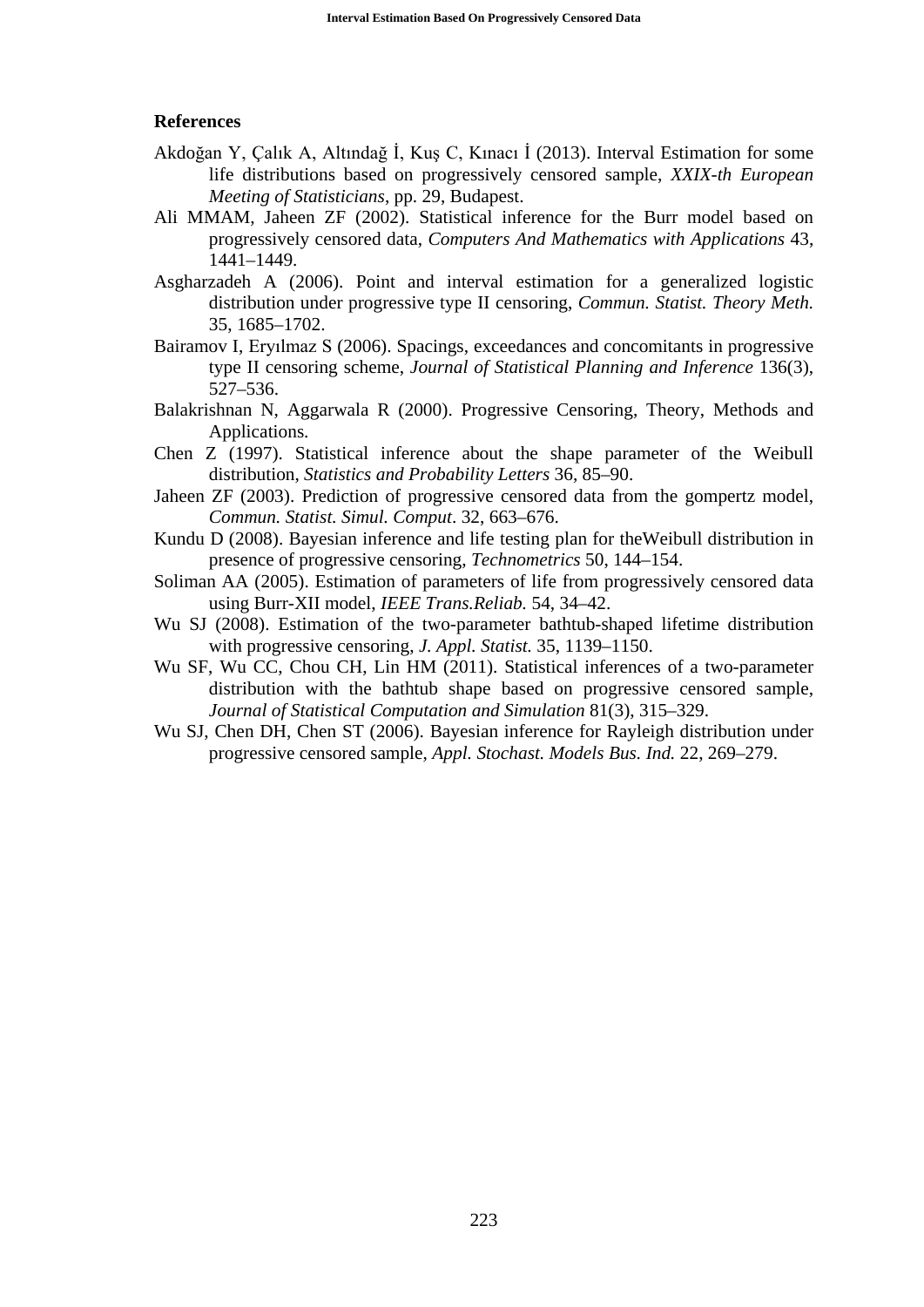## References

Akdoğan Y, Çalık A, Altındağ İ, Kuş C, Kınacı İ (2013). Interval Estimation for some life distributions based on progressively censored sample, *XXIX-th European Meeting of Statisticians*, pp. 29, Budapest.

Ali MMAM, Jaheen ZF (2002). Statistical inference for the Burr model based on progressively censored data, *Computers And Mathematics with Applications* 43, 1441–1449.

Asgharzadeh A (2006). Point and interval estimation for a generalized logistic distribution under progressive type II censoring, *Commun. Statist. Theory Meth.* 35, 1685–1702.

Bairamov I, Eryılmaz S (2006). Spacings, exceedances and concomitants in progressive type II censoring scheme, *Journal of Statistical Planning and Inference* 136(3), 527–536.

Balakrishnan N, Aggarwala R (2000). Progressive Censoring, Theory, Methods and Applications.

Chen Z (1997). Statistical inference about the shape parameter of the Weibull distribution, *Statistics and Probability Letters* 36, 85–90.

Jaheen ZF (2003). Prediction of progressive censored data from the gompertz model, *Commun. Statist. Simul. Comput*. 32, 663–676.

Kundu D (2008). Bayesian inference and life testing plan for theWeibull distribution in presence of progressive censoring, *Technometrics* 50, 144–154.

Soliman AA (2005). Estimation of parameters of life from progressively censored data using Burr-XII model, *IEEE Trans.Reliab.* 54, 34–42.

Wu SJ (2008). Estimation of the two-parameter bathtub-shaped lifetime distribution with progressive censoring, *J. Appl. Statist.* 35, 1139–1150.

Wu SF, Wu CC, Chou CH, Lin HM (2011). Statistical inferences of a two-parameter distribution with the bathtub shape based on progressive censored sample, *Journal of Statistical Computation and Simulation* 81(3), 315–329.

Wu SJ, Chen DH, Chen ST (2006). Bayesian inference for Rayleigh distribution under progressive censored sample, *Appl. Stochast. Models Bus. Ind.* 22, 269–279.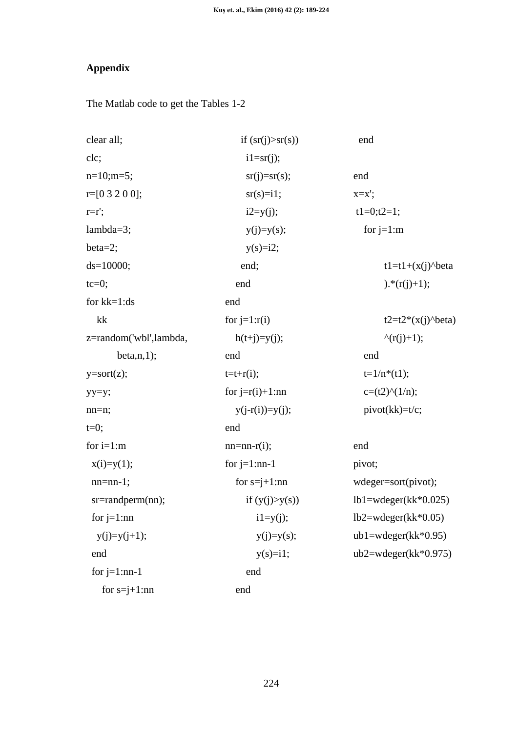## Appendix

The Matlab code to get the Tables 1-2

```
clear all;
clc;
n=10;m=5;
r=[0 3 2 0 0];
r=r';
lambda=3;
beta=2;
ds=10000;
tc=0;
for kk=1:ds
   kk
z=random('wbl',lambda,
        beta,n,1);
y=sort(z);
yy=y;
nn=n;
t=0;
for i=1:m
  x(i)=y(1);
  nn=nn-1;
  sr=randperm(nn);
  for j=1:nn
    y(j)=y(j+1);
  end
  for j=1:nn-1
      for s=j+1:nn
          if (sr(j)>sr(s))
            i1=sr(j);
            sr(j)=sr(s);
            sr(s)=i1;
            i2=y(j);
            y(j)=y(s);
            y(s)=i2;
          end;
      end
  end
  for j=1:r(i)
      h(t+j)=y(j);
  end
  t=t+r(i);
  for j=r(i)+1:nn
      y(j-r(i))=y(j);
  end
  nn=nn-r(i);
  for j=1:nn-1
      for s=j+1:nn
          if (y(j)>y(s))
              i1=y(j);
              y(j)=y(s);
              y(s)=i1;
          end
      end
  end
end
x=x';
 t1=0;t2=1;
   for j=1:m

         t1=t1+(x(j)^beta
         ).*(r(j)+1);

         t2=t2*(x(j)^beta)
         ^(r(j)+1);
   end
   t=1/n*(t1);
   c=(t2)^(1/n);
   pivot(kk)=t/c;

end
pivot;
wdeger=sort(pivot);
lb1=wdeger(kk*0.025)
lb2=wdeger(kk*0.05)
ub1=wdeger(kk*0.95)
ub2=wdeger(kk*0.975)
```